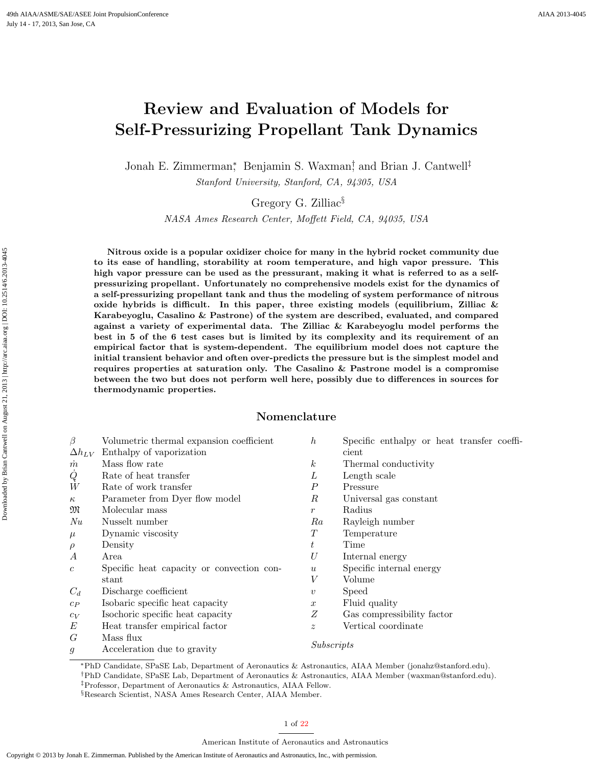# Review and Evaluation of Models for Self-Pressurizing Propellant Tank Dynamics

Jonah E. Zimmerman[*], Benjamin S. Waxman[†], and Brian J. Cantwell[‡]

*Stanford University, Stanford, CA, 94305, USA*

Gregory G. Zilliac[§]

*NASA Ames Research Center, Moffett Field, CA, 94035, USA*

**Nitrous oxide is a popular oxidizer choice for many in the hybrid rocket community due to its ease of handling, storability at room temperature, and high vapor pressure. This high vapor pressure can be used as the pressurant, making it what is referred to as a self-pressurizing propellant. Unfortunately no comprehensive models exist for the dynamics of a self-pressurizing propellant tank and thus the modeling of system performance of nitrous oxide hybrids is difficult. In this paper, three existing models (equilibrium, Zilliac & Karabeyoglu, Casalino & Pastrone) of the system are described, evaluated, and compared against a variety of experimental data. The Zilliac & Karabeyoglu model performs the best in 5 of the 6 test cases but is limited by its complexity and its requirement of an empirical factor that is system-dependent. The equilibrium model does not capture the initial transient behavior and often over-predicts the pressure but is the simplest model and requires properties at saturation only. The Casalino & Pastrone model is a compromise between the two but does not perform well here, possibly due to differences in sources for thermodynamic properties.**

## Nomenclature

| | |
|---|---|
| $\beta$ | Volumetric thermal expansion coefficient |
| $\Delta h_{LV}$ | Enthalpy of vaporization |
| $\dot{m}$ | Mass flow rate |
| $\dot{Q}$ | Rate of heat transfer |
| $\dot{W}$ | Rate of work transfer |
| $\kappa$ | Parameter from Dyer flow model |
| $\mathfrak{M}$ | Molecular mass |
| $Nu$ | Nusselt number |
| $\mu$ | Dynamic viscosity |
| $\rho$ | Density |
| $A$ | Area |
| $c$ | Specific heat capacity or convection constant |
| $C_d$ | Discharge coefficient |
| $c_P$ | Isobaric specific heat capacity |
| $c_V$ | Isochoric specific heat capacity |
| $E$ | Heat transfer empirical factor |
| $G$ | Mass flux |
| $g$ | Acceleration due to gravity |
| $h$ | Specific enthalpy or heat transfer coefficient |
| $k$ | Thermal conductivity |
| $L$ | Length scale |
| $P$ | Pressure |
| $R$ | Universal gas constant |
| $r$ | Radius |
| $Ra$ | Rayleigh number |
| $T$ | Temperature |
| $t$ | Time |
| $U$ | Internal energy |
| $u$ | Specific internal energy |
| $V$ | Volume |
| $v$ | Speed |
| $x$ | Fluid quality |
| $Z$ | Gas compressibility factor |
| $z$ | Vertical coordinate |

*Subscripts*

[*]PhD Candidate, SPaSE Lab, Department of Aeronautics & Astronautics, AIAA Member (jonahz@stanford.edu).

[†]PhD Candidate, SPaSE Lab, Department of Aeronautics & Astronautics, AIAA Member (waxman@stanford.edu).

[‡]Professor, Department of Aeronautics & Astronautics, AIAA Fellow.

[§]Research Scientist, NASA Ames Research Center, AIAA Member.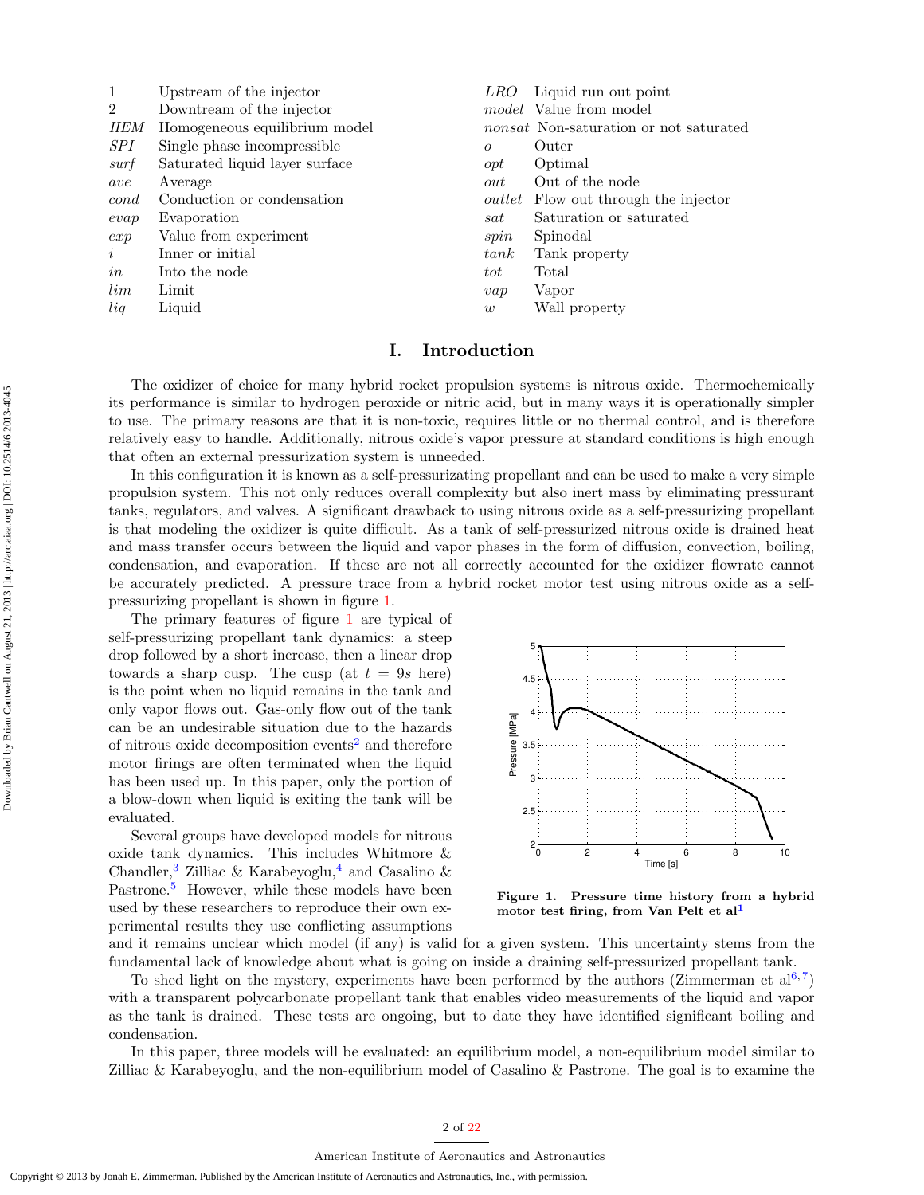| | | | |
|---|---|---|---|
| 1 | Upstream of the injector | *LRO* | Liquid run out point |
| 2 | Downtream of the injector | *model* | Value from model |
| *HEM* | Homogeneous equilibrium model | *nonsat* | Non-saturation or not saturated |
| *SPI* | Single phase incompressible | *o* | Outer |
| *surf* | Saturated liquid layer surface | *opt* | Optimal |
| *ave* | Average | *out* | Out of the node |
| *cond* | Conduction or condensation | *outlet* | Flow out through the injector |
| *evap* | Evaporation | *sat* | Saturation or saturated |
| *exp* | Value from experiment | *spin* | Spinodal |
| *i* | Inner or initial | *tank* | Tank property |
| *in* | Into the node | *tot* | Total |
| *lim* | Limit | *vap* | Vapor |
| *liq* | Liquid | *w* | Wall property |

# I. Introduction

The oxidizer of choice for many hybrid rocket propulsion systems is nitrous oxide. Thermochemically its performance is similar to hydrogen peroxide or nitric acid, but in many ways it is operationally simpler to use. The primary reasons are that it is non-toxic, requires little or no thermal control, and is therefore relatively easy to handle. Additionally, nitrous oxide's vapor pressure at standard conditions is high enough that often an external pressurization system is unneeded.

In this configuration it is known as a self-pressurizing propellant and can be used to make a very simple propulsion system. This not only reduces overall complexity but also inert mass by eliminating pressurant tanks, regulators, and valves. A significant drawback to using nitrous oxide as a self-pressurizing propellant is that modeling the oxidizer is quite difficult. As a tank of self-pressurized nitrous oxide is drained heat and mass transfer occurs between the liquid and vapor phases in the form of diffusion, convection, boiling, condensation, and evaporation. If these are not all correctly accounted for the oxidizer flowrate cannot be accurately predicted. A pressure trace from a hybrid rocket motor test using nitrous oxide as a self-pressurizing propellant is shown in figure 1.

The primary features of figure 1 are typical of self-pressurizing propellant tank dynamics: a steep drop followed by a short increase, then a linear drop towards a sharp cusp. The cusp (at $t = 9s$ here) is the point when no liquid remains in the tank and only vapor flows out. Gas-only flow out of the tank can be an undesirable situation due to the hazards of nitrous oxide decomposition events[2] and therefore motor firings are often terminated when the liquid has been used up. In this paper, only the portion of a blow-down when liquid is exiting the tank will be evaluated.

**Figure 1. Pressure time history from a hybrid motor test firing, from Van Pelt et al[1]**

Several groups have developed models for nitrous oxide tank dynamics. This includes Whitmore & Chandler,[3] Zilliac & Karabeyoglu,[4] and Casalino & Pastrone.[5] However, while these models have been used by these researchers to reproduce their own experimental results they use conflicting assumptions and it remains unclear which model (if any) is valid for a given system. This uncertainty stems from the fundamental lack of knowledge about what is going on inside a draining self-pressurized propellant tank.

To shed light on the mystery, experiments have been performed by the authors (Zimmerman et al[6,7]) with a transparent polycarbonate propellant tank that enables video measurements of the liquid and vapor as the tank is drained. These tests are ongoing, but to date they have identified significant boiling and condensation.

In this paper, three models will be evaluated: an equilibrium model, a non-equilibrium model similar to Zilliac & Karabeyoglu, and the non-equilibrium model of Casalino & Pastrone. The goal is to examine the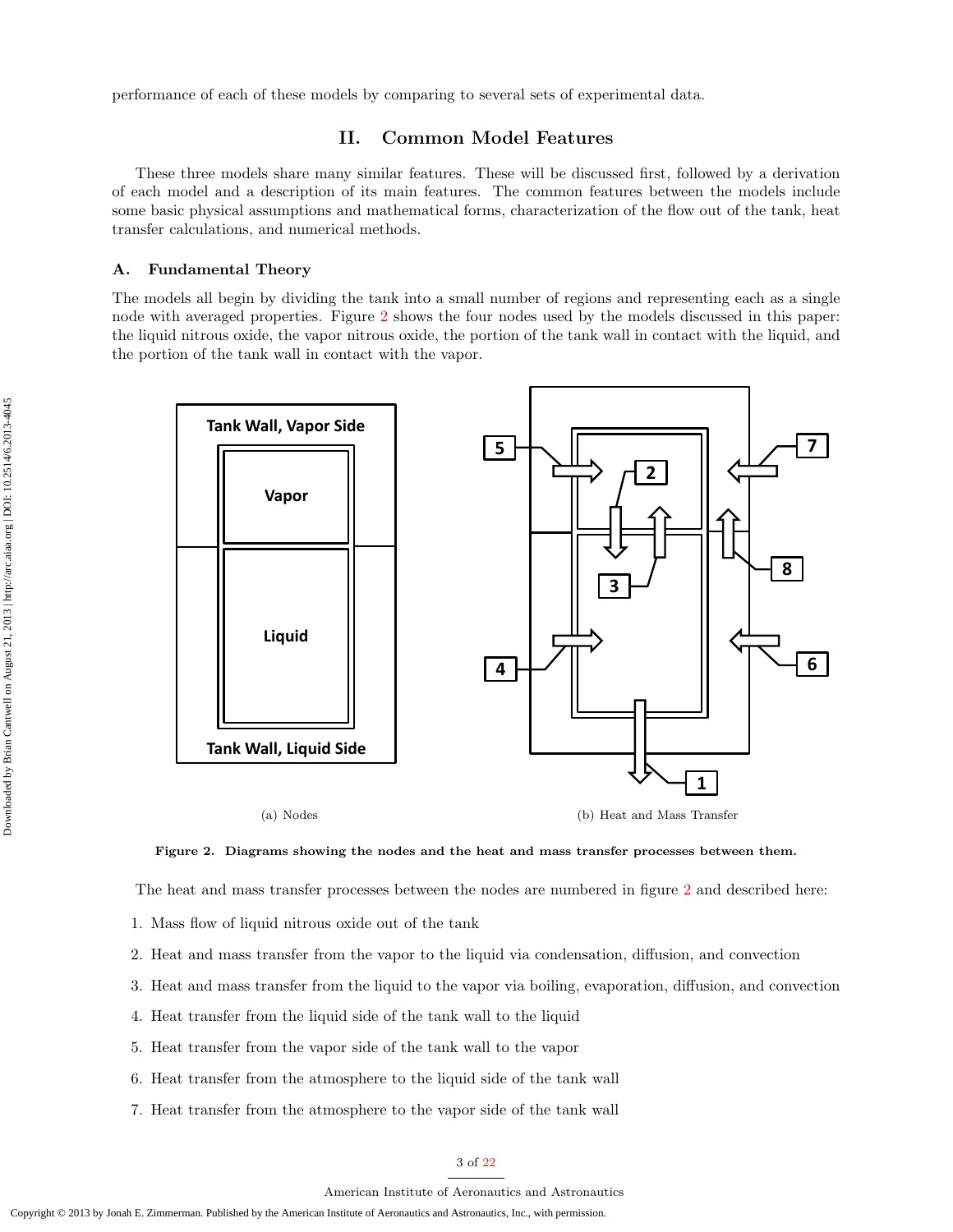performance of each of these models by comparing to several sets of experimental data.

## II. Common Model Features

These three models share many similar features. These will be discussed first, followed by a derivation of each model and a description of its main features. The common features between the models include some basic physical assumptions and mathematical forms, characterization of the flow out of the tank, heat transfer calculations, and numerical methods.

### A. Fundamental Theory

The models all begin by dividing the tank into a small number of regions and representing each as a single node with averaged properties. Figure 2 shows the four nodes used by the models discussed in this paper: the liquid nitrous oxide, the vapor nitrous oxide, the portion of the tank wall in contact with the liquid, and the portion of the tank wall in contact with the vapor.

(a) Nodes

(b) Heat and Mass Transfer

**Figure 2. Diagrams showing the nodes and the heat and mass transfer processes between them.**

The heat and mass transfer processes between the nodes are numbered in figure 2 and described here:

1. Mass flow of liquid nitrous oxide out of the tank
2. Heat and mass transfer from the vapor to the liquid via condensation, diffusion, and convection
3. Heat and mass transfer from the liquid to the vapor via boiling, evaporation, diffusion, and convection
4. Heat transfer from the liquid side of the tank wall to the liquid
5. Heat transfer from the vapor side of the tank wall to the vapor
6. Heat transfer from the atmosphere to the liquid side of the tank wall
7. Heat transfer from the atmosphere to the vapor side of the tank wall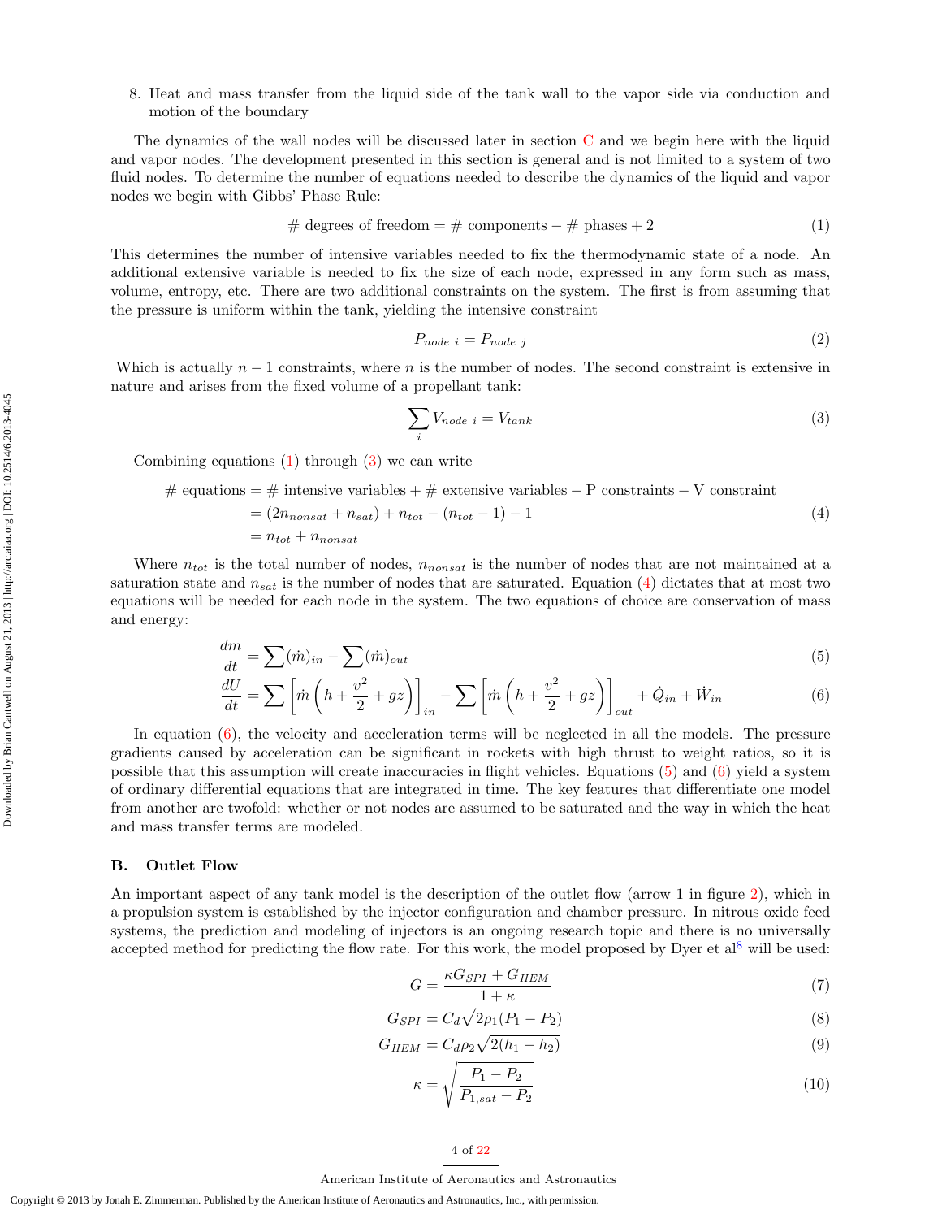8. Heat and mass transfer from the liquid side of the tank wall to the vapor side via conduction and motion of the boundary

The dynamics of the wall nodes will be discussed later in section C and we begin here with the liquid and vapor nodes. The development presented in this section is general and is not limited to a system of two fluid nodes. To determine the number of equations needed to describe the dynamics of the liquid and vapor nodes we begin with Gibbs' Phase Rule:

$$\text{\# degrees of freedom} = \text{\# components} - \text{\# phases} + 2 \tag{1}$$

This determines the number of intensive variables needed to fix the thermodynamic state of a node. An additional extensive variable is needed to fix the size of each node, expressed in any form such as mass, volume, entropy, etc. There are two additional constraints on the system. The first is from assuming that the pressure is uniform within the tank, yielding the intensive constraint

$$P_{node\ i} = P_{node\ j} \tag{2}$$

Which is actually $n - 1$ constraints, where $n$ is the number of nodes. The second constraint is extensive in nature and arises from the fixed volume of a propellant tank:

$$\sum_i V_{node\ i} = V_{tank} \tag{3}$$

Combining equations (1) through (3) we can write

$$\begin{aligned}
\text{\# equations} &= \text{\# intensive variables} + \text{\# extensive variables} - \text{P constraints} - \text{V constraint} \\
&= (2n_{nonsat} + n_{sat}) + n_{tot} - (n_{tot} - 1) - 1 \\
&= n_{tot} + n_{nonsat}
\end{aligned} \tag{4}$$

Where $n_{tot}$ is the total number of nodes, $n_{nonsat}$ is the number of nodes that are not maintained at a saturation state and $n_{sat}$ is the number of nodes that are saturated. Equation (4) dictates that at most two equations will be needed for each node in the system. The two equations of choice are conservation of mass and energy:

$$\frac{dm}{dt} = \sum(\dot{m})_{in} - \sum(\dot{m})_{out} \tag{5}$$

$$\frac{dU}{dt} = \sum \left[\dot{m}\left(h + \frac{v^2}{2} + gz\right)\right]_{in} - \sum \left[\dot{m}\left(h + \frac{v^2}{2} + gz\right)\right]_{out} + \dot{Q}_{in} + \dot{W}_{in} \tag{6}$$

In equation (6), the velocity and acceleration terms will be neglected in all the models. The pressure gradients caused by acceleration can be significant in rockets with high thrust to weight ratios, so it is possible that this assumption will create inaccuracies in flight vehicles. Equations (5) and (6) yield a system of ordinary differential equations that are integrated in time. The key features that differentiate one model from another are twofold: whether or not nodes are assumed to be saturated and the way in which the heat and mass transfer terms are modeled.

## B. Outlet Flow

An important aspect of any tank model is the description of the outlet flow (arrow 1 in figure 2), which in a propulsion system is established by the injector configuration and chamber pressure. In nitrous oxide feed systems, the prediction and modeling of injectors is an ongoing research topic and there is no universally accepted method for predicting the flow rate. For this work, the model proposed by Dyer et al[8] will be used:

$$G = \frac{\kappa G_{SPI} + G_{HEM}}{1 + \kappa} \tag{7}$$

$$G_{SPI} = C_d \sqrt{2\rho_1 (P_1 - P_2)} \tag{8}$$

$$G_{HEM} = C_d \rho_2 \sqrt{2(h_1 - h_2)} \tag{9}$$

$$\kappa = \sqrt{\frac{P_1 - P_2}{P_{1,sat} - P_2}} \tag{10}$$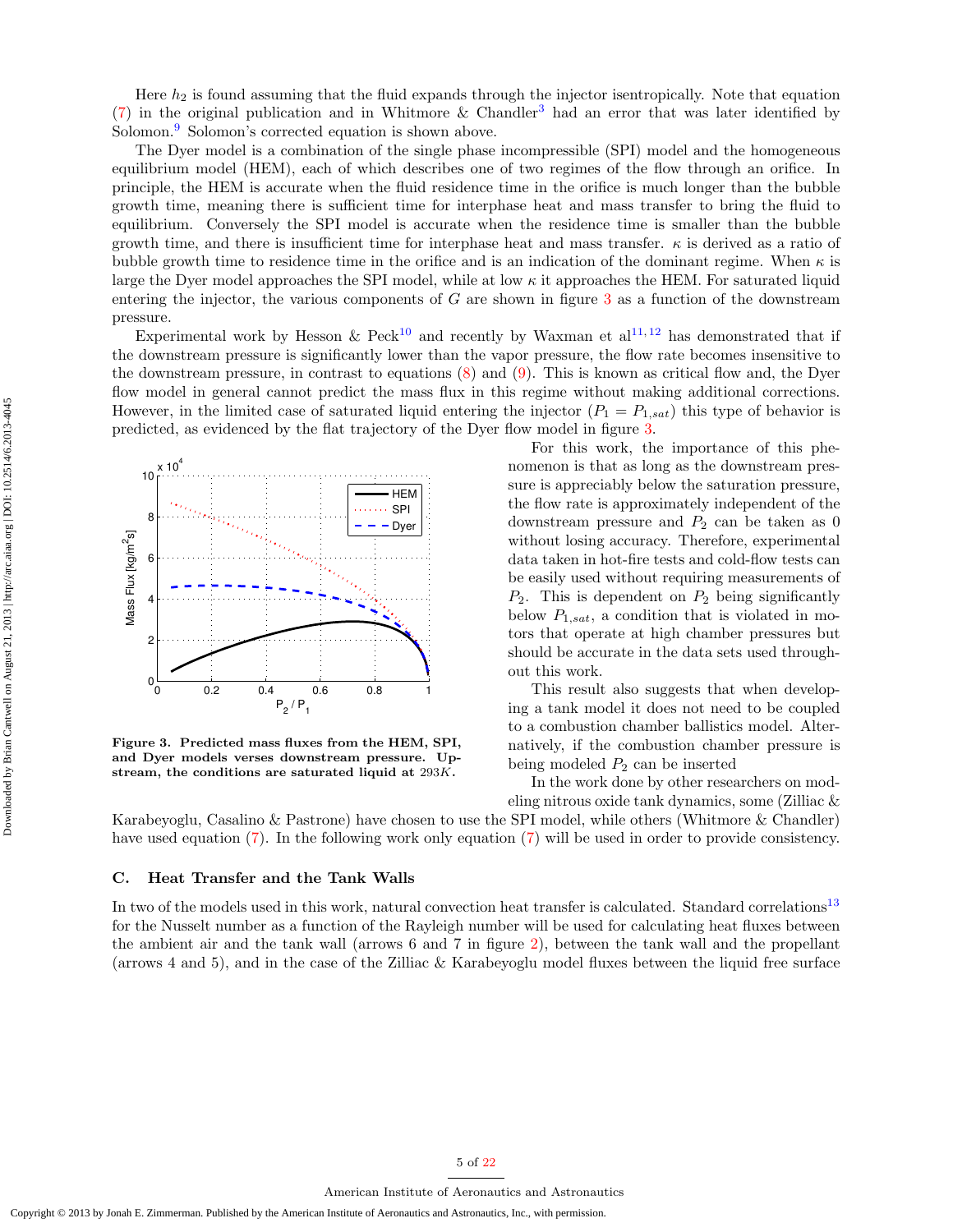Here $h_2$ is found assuming that the fluid expands through the injector isentropically. Note that equation (7) in the original publication and in Whitmore & Chandler[3] had an error that was later identified by Solomon.[9] Solomon's corrected equation is shown above.

The Dyer model is a combination of the single phase incompressible (SPI) model and the homogeneous equilibrium model (HEM), each of which describes one of two regimes of the flow through an orifice. In principle, the HEM is accurate when the fluid residence time in the orifice is much longer than the bubble growth time, meaning there is sufficient time for interphase heat and mass transfer to bring the fluid to equilibrium. Conversely the SPI model is accurate when the residence time is smaller than the bubble growth time, and there is insufficient time for interphase heat and mass transfer. $\kappa$ is derived as a ratio of bubble growth time to residence time in the orifice and is an indication of the dominant regime. When $\kappa$ is large the Dyer model approaches the SPI model, while at low $\kappa$ it approaches the HEM. For saturated liquid entering the injector, the various components of $G$ are shown in figure 3 as a function of the downstream pressure.

Experimental work by Hesson & Peck[10] and recently by Waxman et al[11,12] has demonstrated that if the downstream pressure is significantly lower than the vapor pressure, the flow rate becomes insensitive to the downstream pressure, in contrast to equations (8) and (9). This is known as critical flow and, the Dyer flow model in general cannot predict the mass flux in this regime without making additional corrections. However, in the limited case of saturated liquid entering the injector ($P_1 = P_{1,sat}$) this type of behavior is predicted, as evidenced by the flat trajectory of the Dyer flow model in figure 3.

**Figure 3. Predicted mass fluxes from the HEM, SPI, and Dyer models verses downstream pressure. Upstream, the conditions are saturated liquid at $293K$.**

For this work, the importance of this phenomenon is that as long as the downstream pressure is appreciably below the saturation pressure, the flow rate is approximately independent of the downstream pressure and $P_2$ can be taken as 0 without losing accuracy. Therefore, experimental data taken in hot-fire tests and cold-flow tests can be easily used without requiring measurements of $P_2$. This is dependent on $P_2$ being significantly below $P_{1,sat}$, a condition that is violated in motors that operate at high chamber pressures but should be accurate in the data sets used throughout this work.

This result also suggests that when developing a tank model it does not need to be coupled to a combustion chamber ballistics model. Alternatively, if the combustion chamber pressure is being modeled $P_2$ can be inserted

In the work done by other researchers on modeling nitrous oxide tank dynamics, some (Zilliac & Karabeyoglu, Casalino & Pastrone) have chosen to use the SPI model, while others (Whitmore & Chandler) have used equation (7). In the following work only equation (7) will be used in order to provide consistency.

## C. Heat Transfer and the Tank Walls

In two of the models used in this work, natural convection heat transfer is calculated. Standard correlations[13] for the Nusselt number as a function of the Rayleigh number will be used for calculating heat fluxes between the ambient air and the tank wall (arrows 6 and 7 in figure 2), between the tank wall and the propellant (arrows 4 and 5), and in the case of the Zilliac & Karabeyoglu model fluxes between the liquid free surface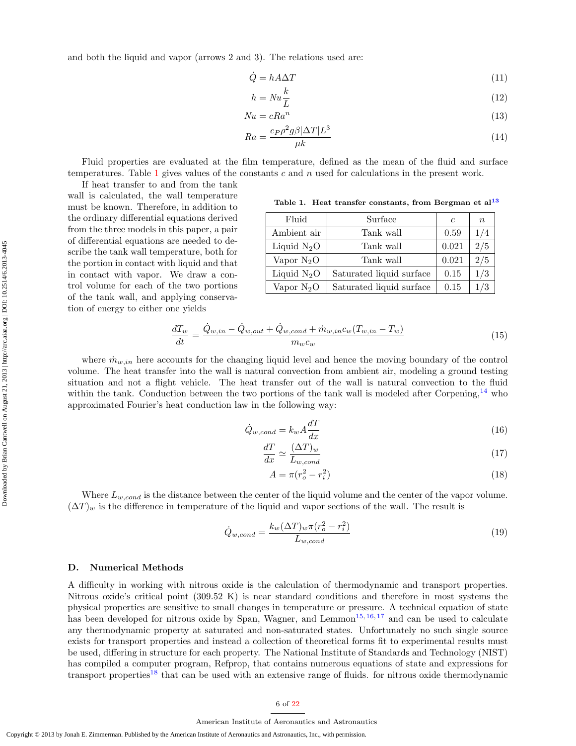and both the liquid and vapor (arrows 2 and 3). The relations used are:

$$\dot{Q} = hA\Delta T \tag{11}$$

$$h = Nu\frac{k}{L} \tag{12}$$

$$Nu = cRa^n \tag{13}$$

$$Ra = \frac{c_P \rho^2 g \beta |\Delta T| L^3}{\mu k} \tag{14}$$

Fluid properties are evaluated at the film temperature, defined as the mean of the fluid and surface temperatures. Table 1 gives values of the constants $c$ and $n$ used for calculations in the present work.

**Table 1. Heat transfer constants, from Bergman et al[13]**

| Fluid | Surface | $c$ | $n$ |
|---|---|---|---|
| Ambient air | Tank wall | 0.59 | 1/4 |
| Liquid $N_2O$ | Tank wall | 0.021 | 2/5 |
| Vapor $N_2O$ | Tank wall | 0.021 | 2/5 |
| Liquid $N_2O$ | Saturated liquid surface | 0.15 | 1/3 |
| Vapor $N_2O$ | Saturated liquid surface | 0.15 | 1/3 |

If heat transfer to and from the tank wall is calculated, the wall temperature must be known. Therefore, in addition to the ordinary differential equations derived from the three models in this paper, a pair of differential equations are needed to describe the tank wall temperature, both for the portion in contact with liquid and that in contact with vapor. We draw a control volume for each of the two portions of the tank wall, and applying conservation of energy to either one yields

$$\frac{dT_w}{dt} = \frac{\dot{Q}_{w,in} - \dot{Q}_{w,out} + \dot{Q}_{w,cond} + \dot{m}_{w,in} c_w (T_{w,in} - T_w)}{m_w c_w} \tag{15}$$

where $\dot{m}_{w,in}$ here accounts for the changing liquid level and hence the moving boundary of the control volume. The heat transfer into the wall is natural convection from ambient air, modeling a ground testing situation and not a flight vehicle. The heat transfer out of the wall is natural convection to the fluid within the tank. Conduction between the two portions of the tank wall is modeled after Corpening,[14] who approximated Fourier's heat conduction law in the following way:

$$\dot{Q}_{w,cond} = k_w A \frac{dT}{dx} \tag{16}$$

$$\frac{dT}{dx} \simeq \frac{(\Delta T)_w}{L_{w,cond}} \tag{17}$$

$$A = \pi(r_o^2 - r_i^2) \tag{18}$$

Where $L_{w,cond}$ is the distance between the center of the liquid volume and the center of the vapor volume. $(\Delta T)_w$ is the difference in temperature of the liquid and vapor sections of the wall. The result is

$$\dot{Q}_{w,cond} = \frac{k_w (\Delta T)_w \pi (r_o^2 - r_i^2)}{L_{w,cond}} \tag{19}$$

### D. Numerical Methods

A difficulty in working with nitrous oxide is the calculation of thermodynamic and transport properties. Nitrous oxide's critical point (309.52 K) is near standard conditions and therefore in most systems the physical properties are sensitive to small changes in temperature or pressure. A technical equation of state has been developed for nitrous oxide by Span, Wagner, and Lemmon[15,16,17] and can be used to calculate any thermodynamic property at saturated and non-saturated states. Unfortunately no such single source exists for transport properties and instead a collection of theoretical forms fit to experimental results must be used, differing in structure for each property. The National Institute of Standards and Technology (NIST) has compiled a computer program, Refprop, that contains numerous equations of state and expressions for transport properties[18] that can be used with an extensive range of fluids. for nitrous oxide thermodynamic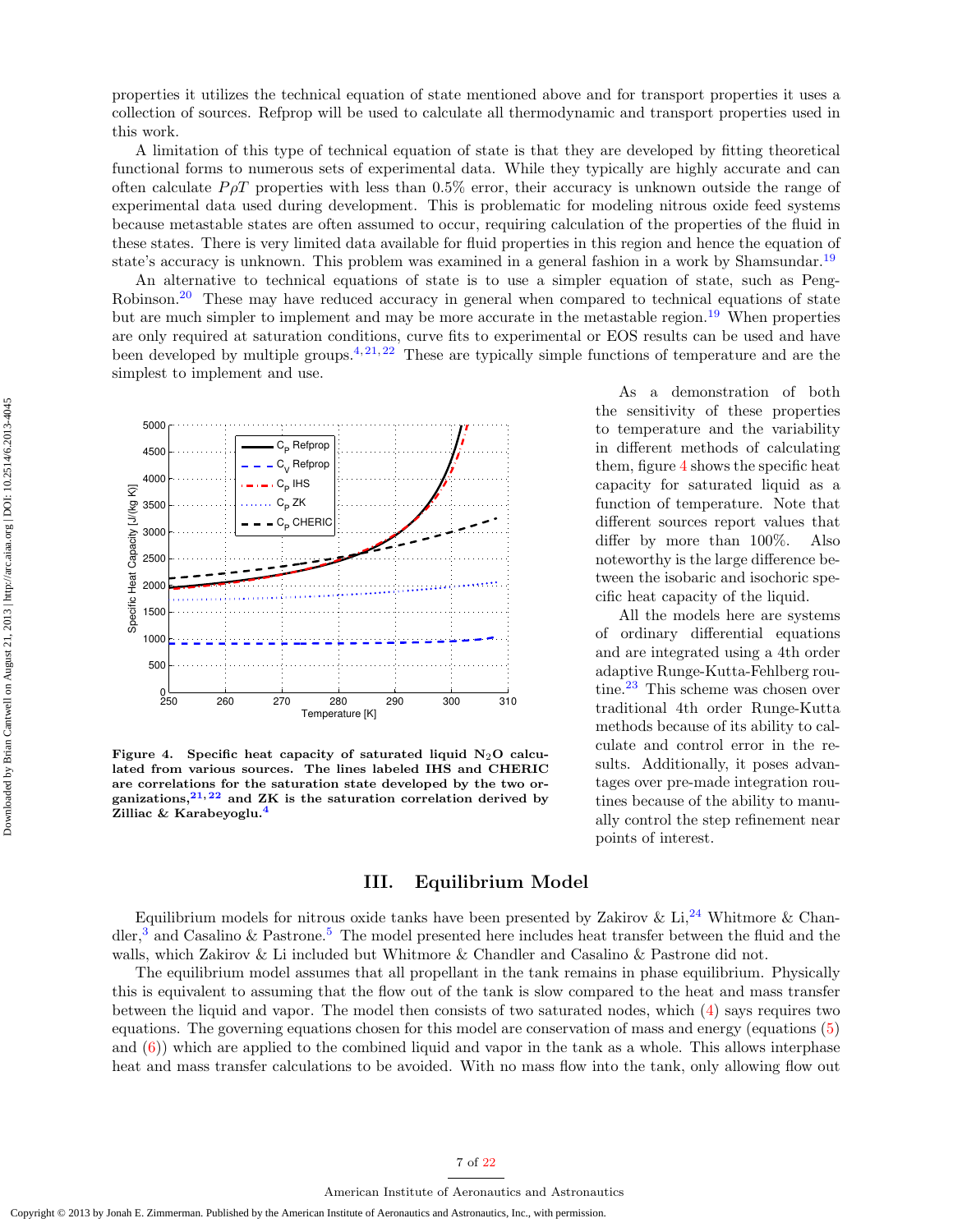properties it utilizes the technical equation of state mentioned above and for transport properties it uses a collection of sources. Refprop will be used to calculate all thermodynamic and transport properties used in this work.

A limitation of this type of technical equation of state is that they are developed by fitting theoretical functional forms to numerous sets of experimental data. While they typically are highly accurate and can often calculate $P\rho T$ properties with less than 0.5% error, their accuracy is unknown outside the range of experimental data used during development. This is problematic for modeling nitrous oxide feed systems because metastable states are often assumed to occur, requiring calculation of the properties of the fluid in these states. There is very limited data available for fluid properties in this region and hence the equation of state's accuracy is unknown. This problem was examined in a general fashion in a work by Shamsundar.[19]

An alternative to technical equations of state is to use a simpler equation of state, such as Peng-Robinson.[20] These may have reduced accuracy in general when compared to technical equations of state but are much simpler to implement and may be more accurate in the metastable region.[19] When properties are only required at saturation conditions, curve fits to experimental or EOS results can be used and have been developed by multiple groups.[4,21,22] These are typically simple functions of temperature and are the simplest to implement and use.

**Figure 4. Specific heat capacity of saturated liquid $N_2O$ calculated from various sources. The lines labeled IHS and CHERIC are correlations for the saturation state developed by the two organizations,[21,22] and ZK is the saturation correlation derived by Zilliac & Karabeyoglu.[4]**

As a demonstration of both the sensitivity of these properties to temperature and the variability in different methods of calculating them, figure 4 shows the specific heat capacity for saturated liquid as a function of temperature. Note that different sources report values that differ by more than 100%. Also noteworthy is the large difference between the isobaric and isochoric specific heat capacity of the liquid.

All the models here are systems of ordinary differential equations and are integrated using a 4th order adaptive Runge-Kutta-Fehlberg routine.[23] This scheme was chosen over traditional 4th order Runge-Kutta methods because of its ability to calculate and control error in the results. Additionally, it poses advantages over pre-made integration routines because of the ability to manually control the step refinement near points of interest.

# III. Equilibrium Model

Equilibrium models for nitrous oxide tanks have been presented by Zakirov & Li,[24] Whitmore & Chandler,[3] and Casalino & Pastrone.[5] The model presented here includes heat transfer between the fluid and the walls, which Zakirov & Li included but Whitmore & Chandler and Casalino & Pastrone did not.

The equilibrium model assumes that all propellant in the tank remains in phase equilibrium. Physically this is equivalent to assuming that the flow out of the tank is slow compared to the heat and mass transfer between the liquid and vapor. The model then consists of two saturated nodes, which (4) says requires two equations. The governing equations chosen for this model are conservation of mass and energy (equations (5) and (6)) which are applied to the combined liquid and vapor in the tank as a whole. This allows interphase heat and mass transfer calculations to be avoided. With no mass flow into the tank, only allowing flow out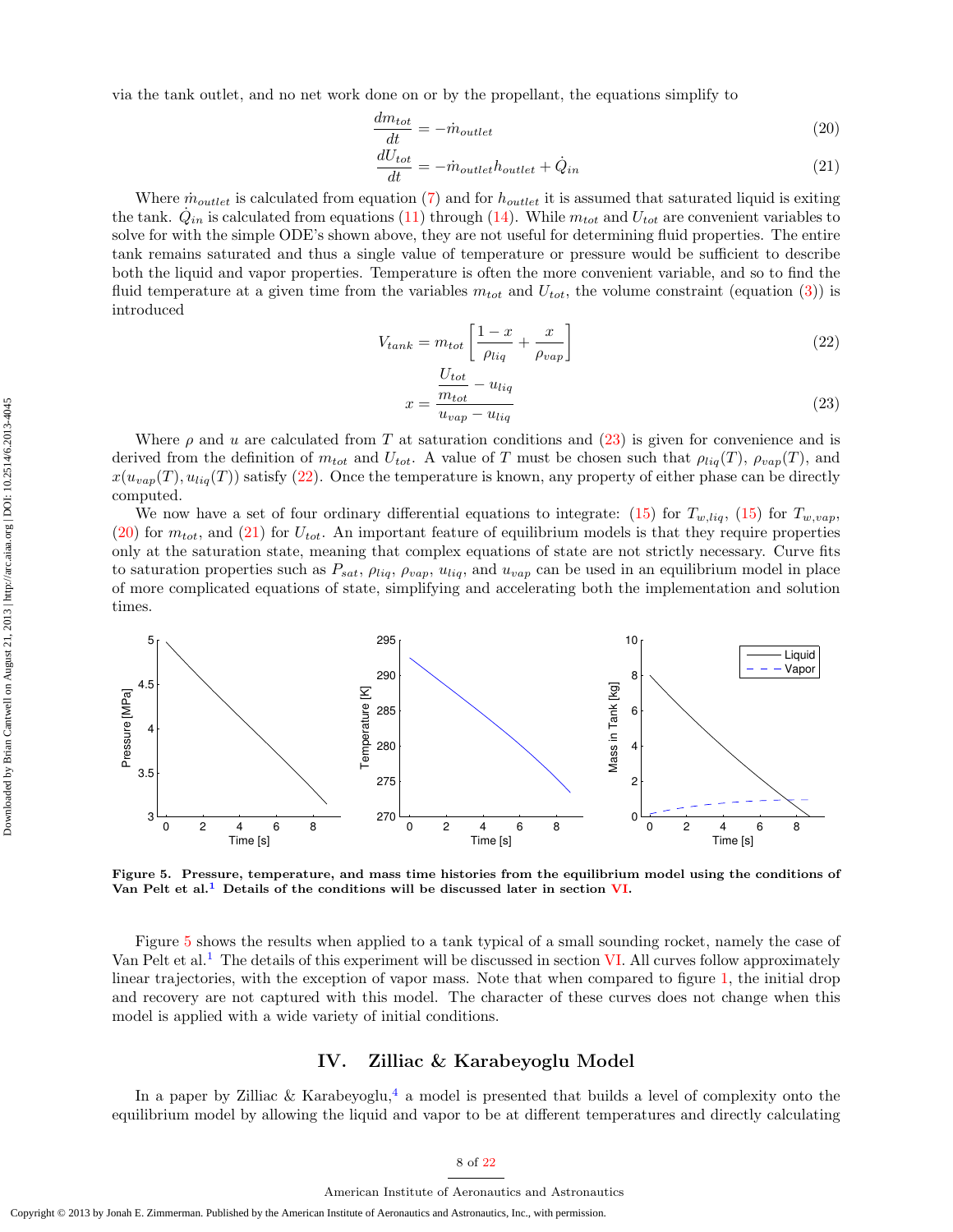via the tank outlet, and no net work done on or by the propellant, the equations simplify to

$$\frac{dm_{tot}}{dt} = -\dot{m}_{outlet} \tag{20}$$

$$\frac{dU_{tot}}{dt} = -\dot{m}_{outlet} h_{outlet} + \dot{Q}_{in} \tag{21}$$

Where $\dot{m}_{outlet}$ is calculated from equation (7) and for $h_{outlet}$ it is assumed that saturated liquid is exiting the tank. $\dot{Q}_{in}$ is calculated from equations (11) through (14). While $m_{tot}$ and $U_{tot}$ are convenient variables to solve for with the simple ODE's shown above, they are not useful for determining fluid properties. The entire tank remains saturated and thus a single value of temperature or pressure would be sufficient to describe both the liquid and vapor properties. Temperature is often the more convenient variable, and so to find the fluid temperature at a given time from the variables $m_{tot}$ and $U_{tot}$, the volume constraint (equation (3)) is introduced

$$V_{tank} = m_{tot} \left[ \frac{1-x}{\rho_{liq}} + \frac{x}{\rho_{vap}} \right] \tag{22}$$

$$x = \frac{\dfrac{U_{tot}}{m_{tot}} - u_{liq}}{u_{vap} - u_{liq}} \tag{23}$$

Where $\rho$ and $u$ are calculated from $T$ at saturation conditions and (23) is given for convenience and is derived from the definition of $m_{tot}$ and $U_{tot}$. A value of $T$ must be chosen such that $\rho_{liq}(T)$, $\rho_{vap}(T)$, and $x(u_{vap}(T), u_{liq}(T))$ satisfy (22). Once the temperature is known, any property of either phase can be directly computed.

We now have a set of four ordinary differential equations to integrate: (15) for $T_{w,liq}$, (15) for $T_{w,vap}$, (20) for $m_{tot}$, and (21) for $U_{tot}$. An important feature of equilibrium models is that they require properties only at the saturation state, meaning that complex equations of state are not strictly necessary. Curve fits to saturation properties such as $P_{sat}$, $\rho_{liq}$, $\rho_{vap}$, $u_{liq}$, and $u_{vap}$ can be used in an equilibrium model in place of more complicated equations of state, simplifying and accelerating both the implementation and solution times.

**Figure 5. Pressure, temperature, and mass time histories from the equilibrium model using the conditions of Van Pelt et al.[1] Details of the conditions will be discussed later in section VI.**

Figure 5 shows the results when applied to a tank typical of a small sounding rocket, namely the case of Van Pelt et al.[1] The details of this experiment will be discussed in section VI. All curves follow approximately linear trajectories, with the exception of vapor mass. Note that when compared to figure 1, the initial drop and recovery are not captured with this model. The character of these curves does not change when this model is applied with a wide variety of initial conditions.

## IV. Zilliac & Karabeyoglu Model

In a paper by Zilliac & Karabeyoglu,[4] a model is presented that builds a level of complexity onto the equilibrium model by allowing the liquid and vapor to be at different temperatures and directly calculating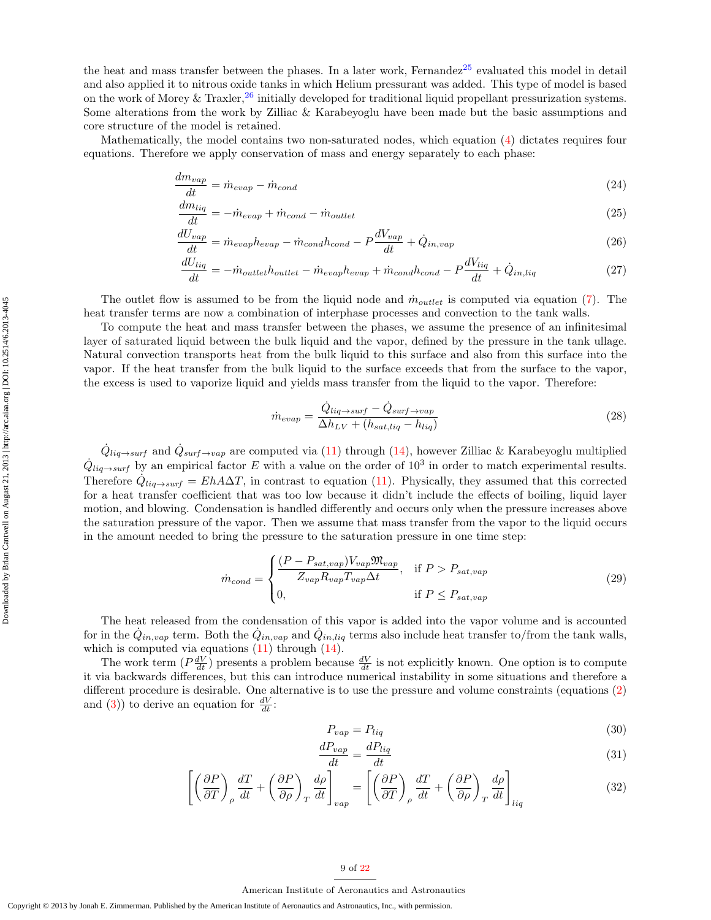the heat and mass transfer between the phases. In a later work, Fernandez[25] evaluated this model in detail and also applied it to nitrous oxide tanks in which Helium pressurant was added. This type of model is based on the work of Morey & Traxler,[26] initially developed for traditional liquid propellant pressurization systems. Some alterations from the work by Zilliac & Karabeyoglu have been made but the basic assumptions and core structure of the model is retained.

Mathematically, the model contains two non-saturated nodes, which equation (4) dictates requires four equations. Therefore we apply conservation of mass and energy separately to each phase:

$$\frac{dm_{vap}}{dt} = \dot{m}_{evap} - \dot{m}_{cond} \tag{24}$$

$$\frac{dm_{liq}}{dt} = -\dot{m}_{evap} + \dot{m}_{cond} - \dot{m}_{outlet} \tag{25}$$

$$\frac{dU_{vap}}{dt} = \dot{m}_{evap}h_{evap} - \dot{m}_{cond}h_{cond} - P\frac{dV_{vap}}{dt} + \dot{Q}_{in,vap} \tag{26}$$

$$\frac{dU_{liq}}{dt} = -\dot{m}_{outlet}h_{outlet} - \dot{m}_{evap}h_{evap} + \dot{m}_{cond}h_{cond} - P\frac{dV_{liq}}{dt} + \dot{Q}_{in,liq} \tag{27}$$

The outlet flow is assumed to be from the liquid node and $\dot{m}_{outlet}$ is computed via equation (7). The heat transfer terms are now a combination of interphase processes and convection to the tank walls.

To compute the heat and mass transfer between the phases, we assume the presence of an infinitesimal layer of saturated liquid between the bulk liquid and the vapor, defined by the pressure in the tank ullage. Natural convection transports heat from the bulk liquid to this surface and also from this surface into the vapor. If the heat transfer from the bulk liquid to the surface exceeds that from the surface to the vapor, the excess is used to vaporize liquid and yields mass transfer from the liquid to the vapor. Therefore:

$$\dot{m}_{evap} = \frac{\dot{Q}_{liq\to surf} - \dot{Q}_{surf\to vap}}{\Delta h_{LV} + (h_{sat,liq} - h_{liq})} \tag{28}$$

$\dot{Q}_{liq\to surf}$ and $\dot{Q}_{surf\to vap}$ are computed via (11) through (14), however Zilliac & Karabeyoglu multiplied $\dot{Q}_{liq\to surf}$ by an empirical factor $E$ with a value on the order of $10^3$ in order to match experimental results. Therefore $\dot{Q}_{liq\to surf} = EhA\Delta T$, in contrast to equation (11). Physically, they assumed that this corrected for a heat transfer coefficient that was too low because it didn't include the effects of boiling, liquid layer motion, and blowing. Condensation is handled differently and occurs only when the pressure increases above the saturation pressure of the vapor. Then we assume that mass transfer from the vapor to the liquid occurs in the amount needed to bring the pressure to the saturation pressure in one time step:

$$\dot{m}_{cond} = \begin{cases} \dfrac{(P - P_{sat,vap})V_{vap}\mathfrak{M}_{vap}}{Z_{vap}R_{vap}T_{vap}\Delta t}, & \text{if } P > P_{sat,vap} \\ 0, & \text{if } P \le P_{sat,vap} \end{cases} \tag{29}$$

The heat released from the condensation of this vapor is added into the vapor volume and is accounted for in the $\dot{Q}_{in,vap}$ term. Both the $\dot{Q}_{in,vap}$ and $\dot{Q}_{in,liq}$ terms also include heat transfer to/from the tank walls, which is computed via equations (11) through (14).

The work term ($P\frac{dV}{dt}$) presents a problem because $\frac{dV}{dt}$ is not explicitly known. One option is to compute it via backwards differences, but this can introduce numerical instability in some situations and therefore a different procedure is desirable. One alternative is to use the pressure and volume constraints (equations (2) and (3)) to derive an equation for $\frac{dV}{dt}$:

$$P_{vap} = P_{liq} \tag{30}$$

$$\frac{dP_{vap}}{dt} = \frac{dP_{liq}}{dt} \tag{31}$$

$$\left[\left(\frac{\partial P}{\partial T}\right)_{\rho}\frac{dT}{dt} + \left(\frac{\partial P}{\partial \rho}\right)_{T}\frac{d\rho}{dt}\right]_{vap} = \left[\left(\frac{\partial P}{\partial T}\right)_{\rho}\frac{dT}{dt} + \left(\frac{\partial P}{\partial \rho}\right)_{T}\frac{d\rho}{dt}\right]_{liq} \tag{32}$$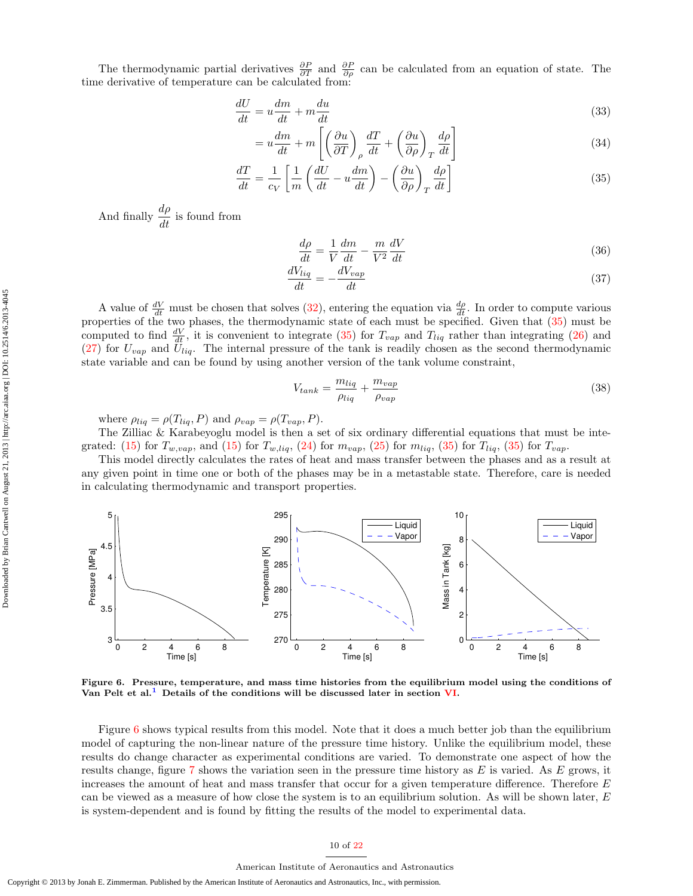The thermodynamic partial derivatives $\frac{\partial P}{\partial T}$ and $\frac{\partial P}{\partial \rho}$ can be calculated from an equation of state. The time derivative of temperature can be calculated from:

$$\frac{dU}{dt} = u\frac{dm}{dt} + m\frac{du}{dt} \tag{33}$$

$$= u\frac{dm}{dt} + m\left[\left(\frac{\partial u}{\partial T}\right)_\rho \frac{dT}{dt} + \left(\frac{\partial u}{\partial \rho}\right)_T \frac{d\rho}{dt}\right] \tag{34}$$

$$\frac{dT}{dt} = \frac{1}{c_V}\left[\frac{1}{m}\left(\frac{dU}{dt} - u\frac{dm}{dt}\right) - \left(\frac{\partial u}{\partial \rho}\right)_T \frac{d\rho}{dt}\right] \tag{35}$$

And finally $\frac{d\rho}{dt}$ is found from

$$\frac{d\rho}{dt} = \frac{1}{V}\frac{dm}{dt} - \frac{m}{V^2}\frac{dV}{dt} \tag{36}$$

$$\frac{dV_{liq}}{dt} = -\frac{dV_{vap}}{dt} \tag{37}$$

A value of $\frac{dV}{dt}$ must be chosen that solves (32), entering the equation via $\frac{d\rho}{dt}$. In order to compute various properties of the two phases, the thermodynamic state of each must be specified. Given that (35) must be computed to find $\frac{dV}{dt}$, it is convenient to integrate (35) for $T_{vap}$ and $T_{liq}$ rather than integrating (26) and (27) for $U_{vap}$ and $U_{liq}$. The internal pressure of the tank is readily chosen as the second thermodynamic state variable and can be found by using another version of the tank volume constraint,

$$V_{tank} = \frac{m_{liq}}{\rho_{liq}} + \frac{m_{vap}}{\rho_{vap}} \tag{38}$$

where $\rho_{liq} = \rho(T_{liq}, P)$ and $\rho_{vap} = \rho(T_{vap}, P)$.

The Zilliac & Karabeyoglu model is then a set of six ordinary differential equations that must be integrated: (15) for $T_{w,vap}$, and (15) for $T_{w,liq}$, (24) for $m_{vap}$, (25) for $m_{liq}$, (35) for $T_{liq}$, (35) for $T_{vap}$.

This model directly calculates the rates of heat and mass transfer between the phases and as a result at any given point in time one or both of the phases may be in a metastable state. Therefore, care is needed in calculating thermodynamic and transport properties.

**Figure 6. Pressure, temperature, and mass time histories from the equilibrium model using the conditions of Van Pelt et al.[1] Details of the conditions will be discussed later in section VI.**

Figure 6 shows typical results from this model. Note that it does a much better job than the equilibrium model of capturing the non-linear nature of the pressure time history. Unlike the equilibrium model, these results do change character as experimental conditions are varied. To demonstrate one aspect of how the results change, figure 7 shows the variation seen in the pressure time history as $E$ is varied. As $E$ grows, it increases the amount of heat and mass transfer that occur for a given temperature difference. Therefore $E$ can be viewed as a measure of how close the system is to an equilibrium solution. As will be shown later, $E$ is system-dependent and is found by fitting the results of the model to experimental data.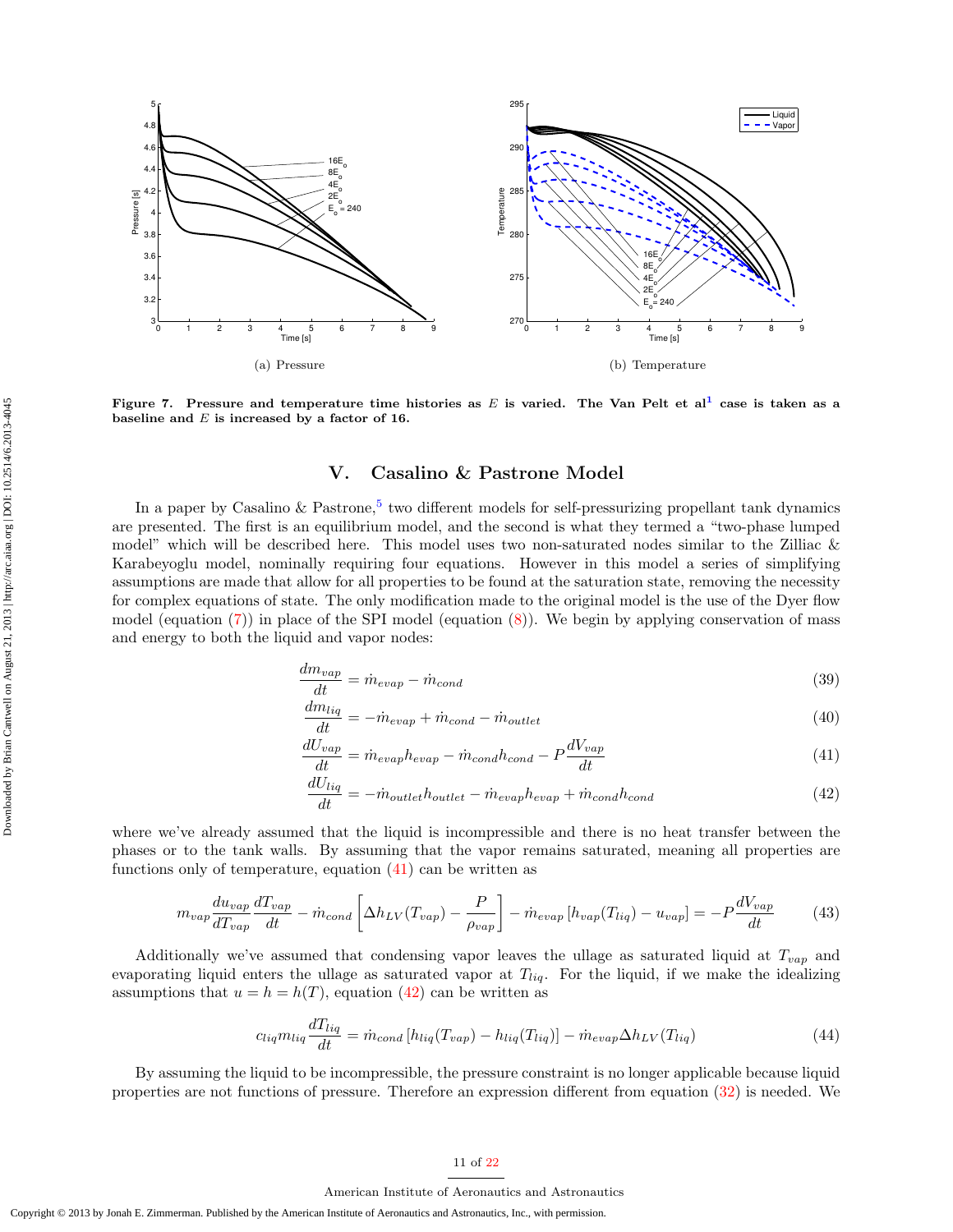(a) Pressure

(b) Temperature

**Figure 7. Pressure and temperature time histories as $E$ is varied. The Van Pelt et al[1] case is taken as a baseline and $E$ is increased by a factor of 16.**

## V. Casalino & Pastrone Model

In a paper by Casalino & Pastrone,[5] two different models for self-pressurizing propellant tank dynamics are presented. The first is an equilibrium model, and the second is what they termed a "two-phase lumped model" which will be described here. This model uses two non-saturated nodes similar to the Zilliac & Karabeyoglu model, nominally requiring four equations. However in this model a series of simplifying assumptions are made that allow for all properties to be found at the saturation state, removing the necessity for complex equations of state. The only modification made to the original model is the use of the Dyer flow model (equation (7)) in place of the SPI model (equation (8)). We begin by applying conservation of mass and energy to both the liquid and vapor nodes:

$$\frac{dm_{vap}}{dt} = \dot{m}_{evap} - \dot{m}_{cond} \tag{39}$$

$$\frac{dm_{liq}}{dt} = -\dot{m}_{evap} + \dot{m}_{cond} - \dot{m}_{outlet} \tag{40}$$

$$\frac{dU_{vap}}{dt} = \dot{m}_{evap}h_{evap} - \dot{m}_{cond}h_{cond} - P\frac{dV_{vap}}{dt} \tag{41}$$

$$\frac{dU_{liq}}{dt} = -\dot{m}_{outlet}h_{outlet} - \dot{m}_{evap}h_{evap} + \dot{m}_{cond}h_{cond} \tag{42}$$

where we've already assumed that the liquid is incompressible and there is no heat transfer between the phases or to the tank walls. By assuming that the vapor remains saturated, meaning all properties are functions only of temperature, equation (41) can be written as

$$m_{vap}\frac{du_{vap}}{dT_{vap}}\frac{dT_{vap}}{dt} - \dot{m}_{cond}\left[\Delta h_{LV}(T_{vap}) - \frac{P}{\rho_{vap}}\right] - \dot{m}_{evap}\left[h_{vap}(T_{liq}) - u_{vap}\right] = -P\frac{dV_{vap}}{dt} \tag{43}$$

Additionally we've assumed that condensing vapor leaves the ullage as saturated liquid at $T_{vap}$ and evaporating liquid enters the ullage as saturated vapor at $T_{liq}$. For the liquid, if we make the idealizing assumptions that $u = h = h(T)$, equation (42) can be written as

$$c_{liq}m_{liq}\frac{dT_{liq}}{dt} = \dot{m}_{cond}\left[h_{liq}(T_{vap}) - h_{liq}(T_{liq})\right] - \dot{m}_{evap}\Delta h_{LV}(T_{liq}) \tag{44}$$

By assuming the liquid to be incompressible, the pressure constraint is no longer applicable because liquid properties are not functions of pressure. Therefore an expression different from equation (32) is needed. We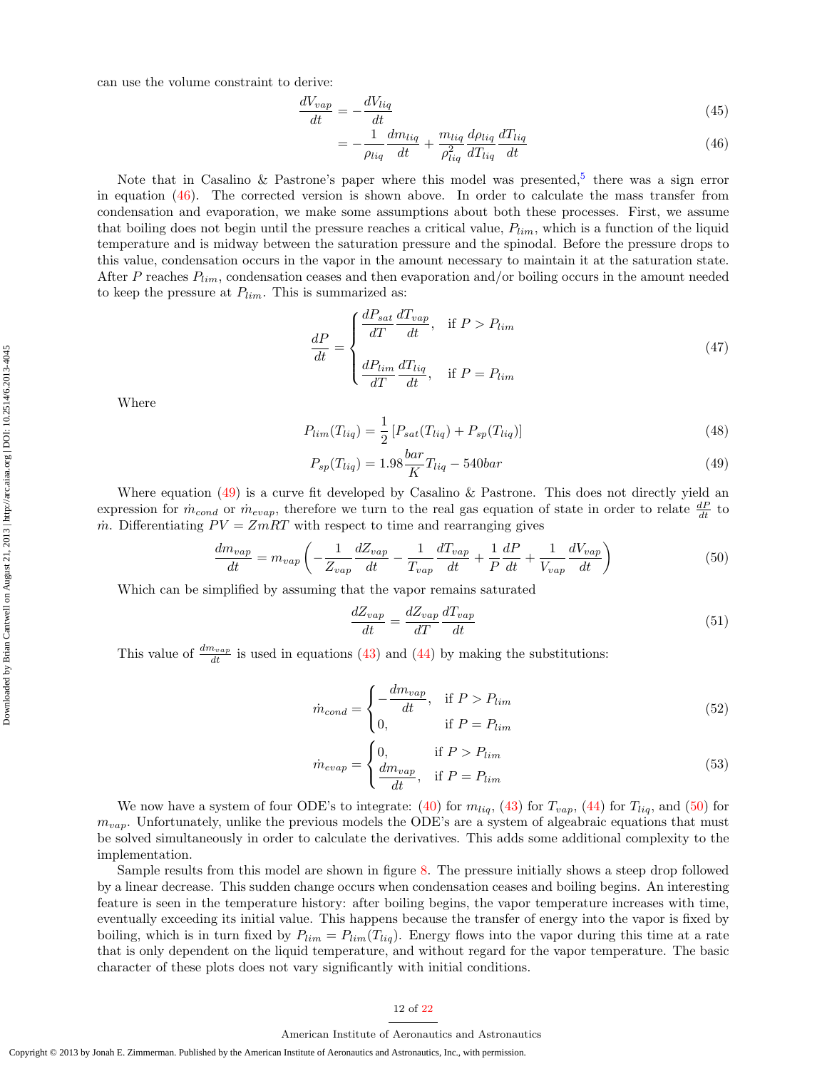can use the volume constraint to derive:

$$\frac{dV_{vap}}{dt} = -\frac{dV_{liq}}{dt} \tag{45}$$

$$= -\frac{1}{\rho_{liq}}\frac{dm_{liq}}{dt} + \frac{m_{liq}}{\rho_{liq}^2}\frac{d\rho_{liq}}{dT_{liq}}\frac{dT_{liq}}{dt} \tag{46}$$

Note that in Casalino & Pastrone's paper where this model was presented,[5] there was a sign error in equation (46). The corrected version is shown above. In order to calculate the mass transfer from condensation and evaporation, we make some assumptions about both these processes. First, we assume that boiling does not begin until the pressure reaches a critical value, $P_{lim}$, which is a function of the liquid temperature and is midway between the saturation pressure and the spinodal. Before the pressure drops to this value, condensation occurs in the vapor in the amount necessary to maintain it at the saturation state. After $P$ reaches $P_{lim}$, condensation ceases and then evaporation and/or boiling occurs in the amount needed to keep the pressure at $P_{lim}$. This is summarized as:

$$\frac{dP}{dt} = \begin{cases} \dfrac{dP_{sat}}{dT}\dfrac{dT_{vap}}{dt}, & \text{if } P > P_{lim} \\[2ex] \dfrac{dP_{lim}}{dT}\dfrac{dT_{liq}}{dt}, & \text{if } P = P_{lim} \end{cases} \tag{47}$$

Where

$$P_{lim}(T_{liq}) = \frac{1}{2}\left[P_{sat}(T_{liq}) + P_{sp}(T_{liq})\right] \tag{48}$$

$$P_{sp}(T_{liq}) = 1.98\frac{bar}{K}T_{liq} - 540bar \tag{49}$$

Where equation (49) is a curve fit developed by Casalino & Pastrone. This does not directly yield an expression for $\dot{m}_{cond}$ or $\dot{m}_{evap}$, therefore we turn to the real gas equation of state in order to relate $\frac{dP}{dt}$ to $\dot{m}$. Differentiating $PV = ZmRT$ with respect to time and rearranging gives

$$\frac{dm_{vap}}{dt} = m_{vap}\left(-\frac{1}{Z_{vap}}\frac{dZ_{vap}}{dt} - \frac{1}{T_{vap}}\frac{dT_{vap}}{dt} + \frac{1}{P}\frac{dP}{dt} + \frac{1}{V_{vap}}\frac{dV_{vap}}{dt}\right) \tag{50}$$

Which can be simplified by assuming that the vapor remains saturated

$$\frac{dZ_{vap}}{dt} = \frac{dZ_{vap}}{dT}\frac{dT_{vap}}{dt} \tag{51}$$

This value of $\frac{dm_{vap}}{dt}$ is used in equations (43) and (44) by making the substitutions:

$$\dot{m}_{cond} = \begin{cases} -\dfrac{dm_{vap}}{dt}, & \text{if } P > P_{lim} \\ 0, & \text{if } P = P_{lim} \end{cases} \tag{52}$$

$$\dot{m}_{evap} = \begin{cases} 0, & \text{if } P > P_{lim} \\ \dfrac{dm_{vap}}{dt}, & \text{if } P = P_{lim} \end{cases} \tag{53}$$

We now have a system of four ODE's to integrate: (40) for $m_{liq}$, (43) for $T_{vap}$, (44) for $T_{liq}$, and (50) for $m_{vap}$. Unfortunately, unlike the previous models the ODE's are a system of algebraic equations that must be solved simultaneously in order to calculate the derivatives. This adds some additional complexity to the implementation.

Sample results from this model are shown in figure 8. The pressure initially shows a steep drop followed by a linear decrease. This sudden change occurs when condensation ceases and boiling begins. An interesting feature is seen in the temperature history: after boiling begins, the vapor temperature increases with time, eventually exceeding its initial value. This happens because the transfer of energy into the vapor is fixed by boiling, which is in turn fixed by $P_{lim} = P_{lim}(T_{liq})$. Energy flows into the vapor during this time at a rate that is only dependent on the liquid temperature, and without regard for the vapor temperature. The basic character of these plots does not vary significantly with initial conditions.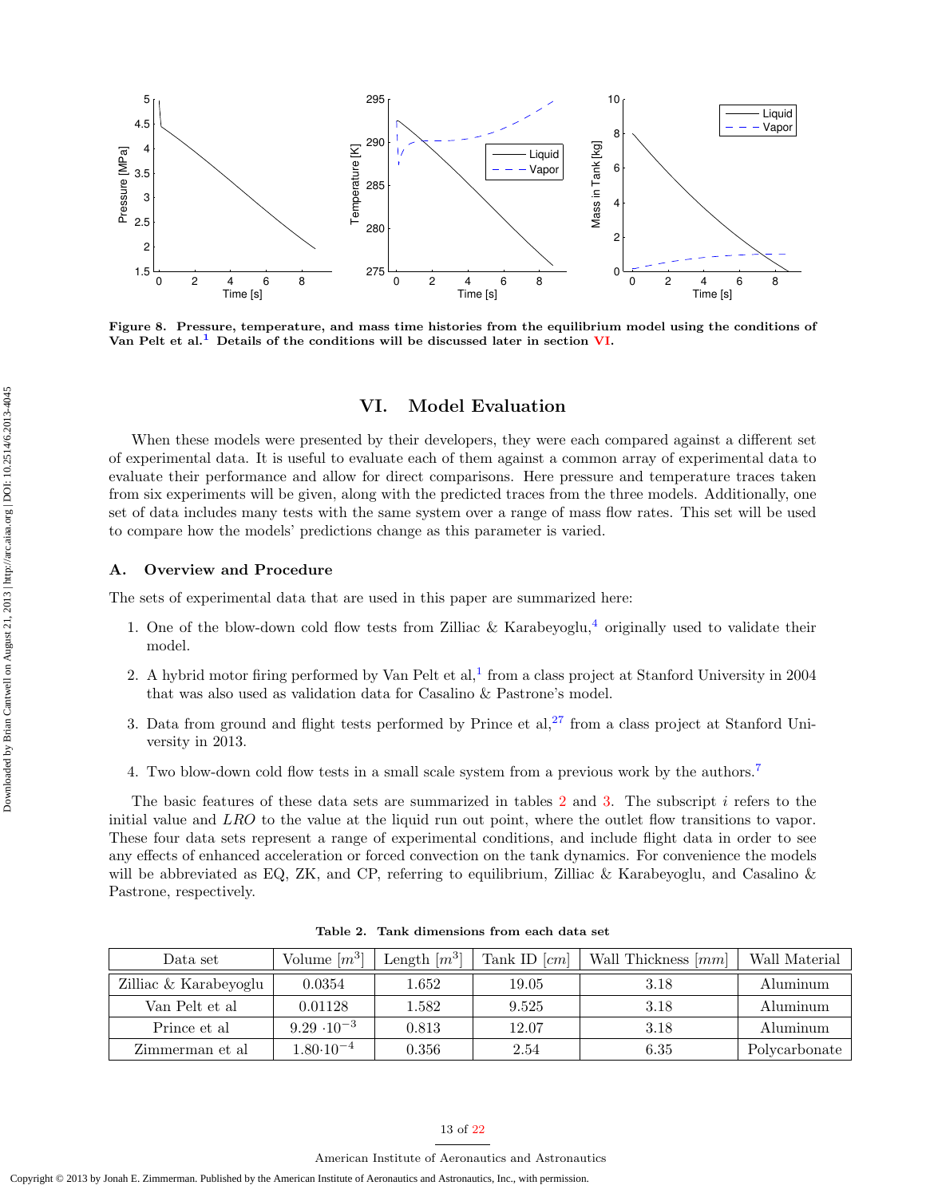Figure 8. Pressure, temperature, and mass time histories from the equilibrium model using the conditions of Van Pelt et al.[1] Details of the conditions will be discussed later in section VI.

# VI. Model Evaluation

When these models were presented by their developers, they were each compared against a different set of experimental data. It is useful to evaluate each of them against a common array of experimental data to evaluate their performance and allow for direct comparisons. Here pressure and temperature traces taken from six experiments will be given, along with the predicted traces from the three models. Additionally, one set of data includes many tests with the same system over a range of mass flow rates. This set will be used to compare how the models' predictions change as this parameter is varied.

## A. Overview and Procedure

The sets of experimental data that are used in this paper are summarized here:

1. One of the blow-down cold flow tests from Zilliac & Karabeyoglu,[4] originally used to validate their model.
2. A hybrid motor firing performed by Van Pelt et al,[1] from a class project at Stanford University in 2004 that was also used as validation data for Casalino & Pastrone's model.
3. Data from ground and flight tests performed by Prince et al,[27] from a class project at Stanford University in 2013.
4. Two blow-down cold flow tests in a small scale system from a previous work by the authors.[7]

The basic features of these data sets are summarized in tables 2 and 3. The subscript $i$ refers to the initial value and $LRO$ to the value at the liquid run out point, where the outlet flow transitions to vapor. These four data sets represent a range of experimental conditions, and include flight data in order to see any effects of enhanced acceleration or forced convection on the tank dynamics. For convenience the models will be abbreviated as EQ, ZK, and CP, referring to equilibrium, Zilliac & Karabeyoglu, and Casalino & Pastrone, respectively.

Table 2. Tank dimensions from each data set

| Data set | Volume $[m^3]$ | Length $[m^3]$ | Tank ID $[cm]$ | Wall Thickness $[mm]$ | Wall Material |
|---|---|---|---|---|---|
| Zilliac & Karabeyoglu | 0.0354 | 1.652 | 19.05 | 3.18 | Aluminum |
| Van Pelt et al | 0.01128 | 1.582 | 9.525 | 3.18 | Aluminum |
| Prince et al | $9.29 \cdot 10^{-3}$ | 0.813 | 12.07 | 3.18 | Aluminum |
| Zimmerman et al | $1.80 \cdot 10^{-4}$ | 0.356 | 2.54 | 6.35 | Polycarbonate |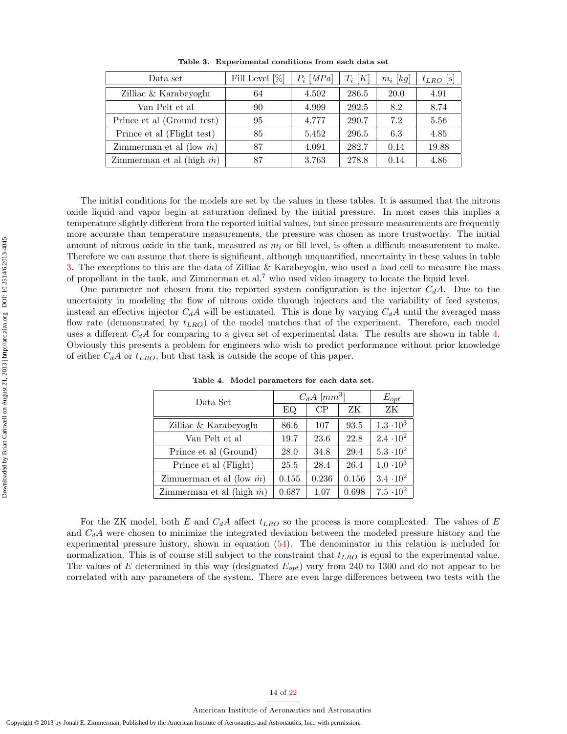**Table 3. Experimental conditions from each data set**

| Data set | Fill Level [%] | $P_i$ $[MPa]$ | $T_i$ $[K]$ | $m_i$ $[kg]$ | $t_{LRO}$ $[s]$ |
|---|---|---|---|---|---|
| Zilliac & Karabeyoglu | 64 | 4.502 | 286.5 | 20.0 | 4.91 |
| Van Pelt et al | 90 | 4.999 | 292.5 | 8.2 | 8.74 |
| Prince et al (Ground test) | 95 | 4.777 | 290.7 | 7.2 | 5.56 |
| Prince et al (Flight test) | 85 | 5.452 | 296.5 | 6.3 | 4.85 |
| Zimmerman et al (low $\dot{m}$) | 87 | 4.091 | 282.7 | 0.14 | 19.88 |
| Zimmerman et al (high $\dot{m}$) | 87 | 3.763 | 278.8 | 0.14 | 4.86 |

The initial conditions for the models are set by the values in these tables. It is assumed that the nitrous oxide liquid and vapor begin at saturation defined by the initial pressure. In most cases this implies a temperature slightly different from the reported initial values, but since pressure measurements are frequently more accurate than temperature measurements, the pressure was chosen as more trustworthy. The initial amount of nitrous oxide in the tank, measured as $m_i$ or fill level, is often a difficult measurement to make. Therefore we can assume that there is significant, although unquantified, uncertainty in these values in table 3. The exceptions to this are the data of Zilliac & Karabeyoglu, who used a load cell to measure the mass of propellant in the tank, and Zimmerman et al,[7] who used video imagery to locate the liquid level.

One parameter not chosen from the reported system configuration is the injector $C_dA$. Due to the uncertainty in modeling the flow of nitrous oxide through injectors and the variability of feed systems, instead an effective injector $C_dA$ will be estimated. This is done by varying $C_dA$ until the averaged mass flow rate (demonstrated by $t_{LRO}$) of the model matches that of the experiment. Therefore, each model uses a different $C_dA$ for comparing to a given set of experimental data. The results are shown in table 4. Obviously this presents a problem for engineers who wish to predict performance without prior knowledge of either $C_dA$ or $t_{LRO}$, but that task is outside the scope of this paper.

**Table 4. Model parameters for each data set.**

| Data Set | $C_dA$ $[mm^3]$ | | | $E_{opt}$ |
|---|---|---|---|---|
| | EQ | CP | ZK | ZK |
| Zilliac & Karabeyoglu | 86.6 | 107 | 93.5 | $1.3 \cdot 10^3$ |
| Van Pelt et al | 19.7 | 23.6 | 22.8 | $2.4 \cdot 10^2$ |
| Prince et al (Ground) | 28.0 | 34.8 | 29.4 | $5.3 \cdot 10^2$ |
| Prince et al (Flight) | 25.5 | 28.4 | 26.4 | $1.0 \cdot 10^3$ |
| Zimmerman et al (low $\dot{m}$) | 0.155 | 0.236 | 0.156 | $3.4 \cdot 10^2$ |
| Zimmerman et al (high $\dot{m}$) | 0.687 | 1.07 | 0.698 | $7.5 \cdot 10^2$ |

For the ZK model, both $E$ and $C_dA$ affect $t_{LRO}$ so the process is more complicated. The values of $E$ and $C_dA$ were chosen to minimize the integrated deviation between the modeled pressure history and the experimental pressure history, shown in equation (54). The denominator in this relation is included for normalization. This is of course still subject to the constraint that $t_{LRO}$ is equal to the experimental value. The values of $E$ determined in this way (designated $E_{opt}$) vary from 240 to 1300 and do not appear to be correlated with any parameters of the system. There are even large differences between two tests with the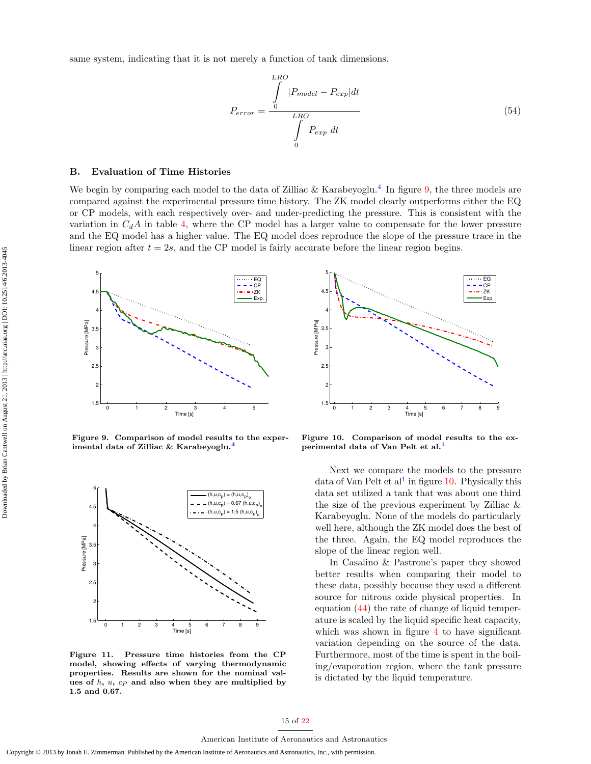same system, indicating that it is not merely a function of tank dimensions.

$$P_{error} = \frac{\int_0^{LRO} |P_{model} - P_{exp}| dt}{\int_0^{LRO} P_{exp} \; dt} \tag{54}$$

### B. Evaluation of Time Histories

We begin by comparing each model to the data of Zilliac & Karabeyoglu.[4] In figure 9, the three models are compared against the experimental pressure time history. The ZK model clearly outperforms either the EQ or CP models, with each respectively over- and under-predicting the pressure. This is consistent with the variation in $C_d A$ in table 4, where the CP model has a larger value to compensate for the lower pressure and the EQ model has a higher value. The EQ model does reproduce the slope of the pressure trace in the linear region after $t = 2s$, and the CP model is fairly accurate before the linear region begins.

**Figure 9. Comparison of model results to the experimental data of Zilliac & Karabeyoglu.[4]**

**Figure 10. Comparison of model results to the experimental data of Van Pelt et al.[1]**

**Figure 11. Pressure time histories from the CP model, showing effects of varying thermodynamic properties. Results are shown for the nominal values of $h$, $u$, $c_P$ and also when they are multiplied by 1.5 and 0.67.**

Next we compare the models to the pressure data of Van Pelt et al[1] in figure 10. Physically this data set utilized a tank that was about one third the size of the previous experiment by Zilliac & Karabeyoglu. None of the models do particularly well here, although the ZK model does the best of the three. Again, the EQ model reproduces the slope of the linear region well.

In Casalino & Pastrone's paper they showed better results when comparing their model to these data, possibly because they used a different source for nitrous oxide physical properties. In equation (44) the rate of change of liquid temperature is scaled by the liquid specific heat capacity, which was shown in figure 4 to have significant variation depending on the source of the data. Furthermore, most of the time is spent in the boiling/evaporation region, where the tank pressure is dictated by the liquid temperature.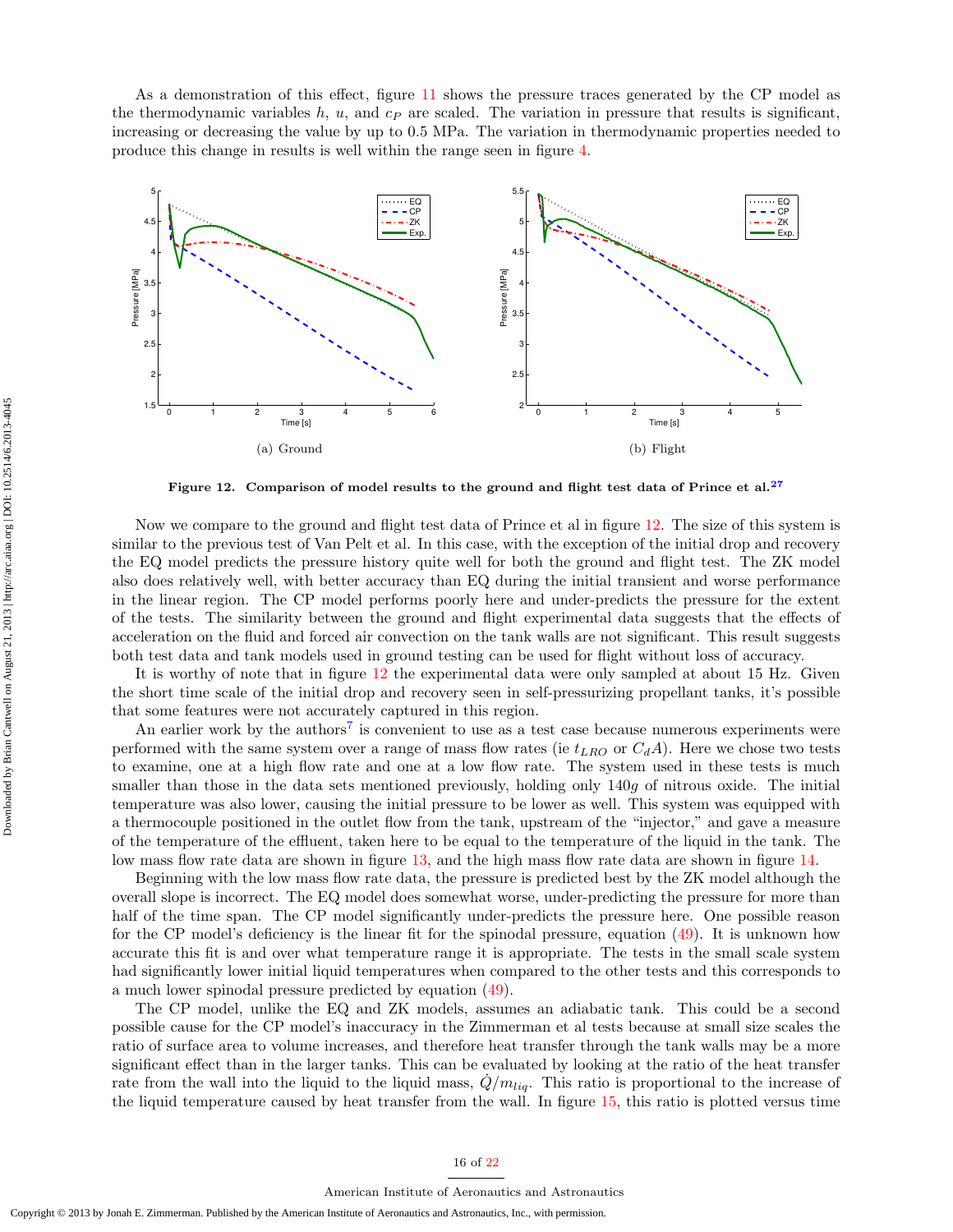As a demonstration of this effect, figure 11 shows the pressure traces generated by the CP model as the thermodynamic variables $h$, $u$, and $c_P$ are scaled. The variation in pressure that results is significant, increasing or decreasing the value by up to 0.5 MPa. The variation in thermodynamic properties needed to produce this change in results is well within the range seen in figure 4.

(a) Ground

(b) Flight

**Figure 12. Comparison of model results to the ground and flight test data of Prince et al.[27]**

Now we compare to the ground and flight test data of Prince et al in figure 12. The size of this system is similar to the previous test of Van Pelt et al. In this case, with the exception of the initial drop and recovery the EQ model predicts the pressure history quite well for both the ground and flight test. The ZK model also does relatively well, with better accuracy than EQ during the initial transient and worse performance in the linear region. The CP model performs poorly here and under-predicts the pressure for the extent of the tests. The similarity between the ground and flight experimental data suggests that the effects of acceleration on the fluid and forced air convection on the tank walls are not significant. This result suggests both test data and tank models used in ground testing can be used for flight without loss of accuracy.

It is worthy of note that in figure 12 the experimental data were only sampled at about 15 Hz. Given the short time scale of the initial drop and recovery seen in self-pressurizing propellant tanks, it's possible that some features were not accurately captured in this region.

An earlier work by the authors[7] is convenient to use as a test case because numerous experiments were performed with the same system over a range of mass flow rates (ie $t_{LRO}$ or $C_dA$). Here we chose two tests to examine, one at a high flow rate and one at a low flow rate. The system used in these tests is much smaller than those in the data sets mentioned previously, holding only $140g$ of nitrous oxide. The initial temperature was also lower, causing the initial pressure to be lower as well. This system was equipped with a thermocouple positioned in the outlet flow from the tank, upstream of the "injector," and gave a measure of the temperature of the effluent, taken here to be equal to the temperature of the liquid in the tank. The low mass flow rate data are shown in figure 13, and the high mass flow rate data are shown in figure 14.

Beginning with the low mass flow rate data, the pressure is predicted best by the ZK model although the overall slope is incorrect. The EQ model does somewhat worse, under-predicting the pressure for more than half of the time span. The CP model significantly under-predicts the pressure here. One possible reason for the CP model's deficiency is the linear fit for the spinodal pressure, equation (49). It is unknown how accurate this fit is and over what temperature range it is appropriate. The tests in the small scale system had significantly lower initial liquid temperatures when compared to the other tests and this corresponds to a much lower spinodal pressure predicted by equation (49).

The CP model, unlike the EQ and ZK models, assumes an adiabatic tank. This could be a second possible cause for the CP model's inaccuracy in the Zimmerman et al tests because at small size scales the ratio of surface area to volume increases, and therefore heat transfer through the tank walls may be a more significant effect than in the larger tanks. This can be evaluated by looking at the ratio of the heat transfer rate from the wall into the liquid to the liquid mass, $\dot{Q}/m_{liq}$. This ratio is proportional to the increase of the liquid temperature caused by heat transfer from the wall. In figure 15, this ratio is plotted versus time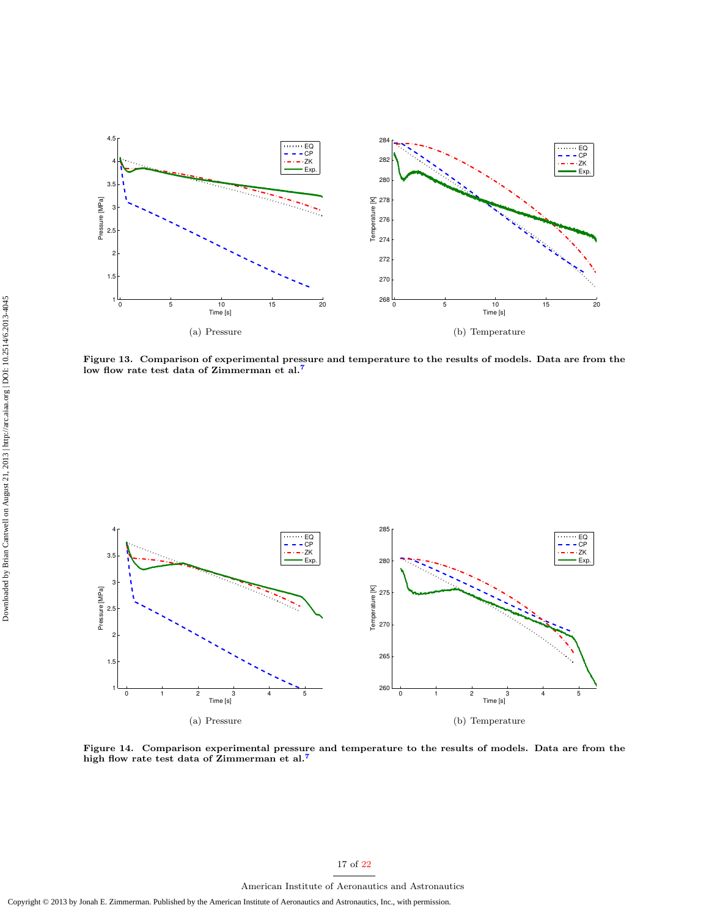(a) Pressure

(b) Temperature

**Figure 13. Comparison of experimental pressure and temperature to the results of models. Data are from the low flow rate test data of Zimmerman et al.[7]**

(a) Pressure

(b) Temperature

**Figure 14. Comparison experimental pressure and temperature to the results of models. Data are from the high flow rate test data of Zimmerman et al.[7]**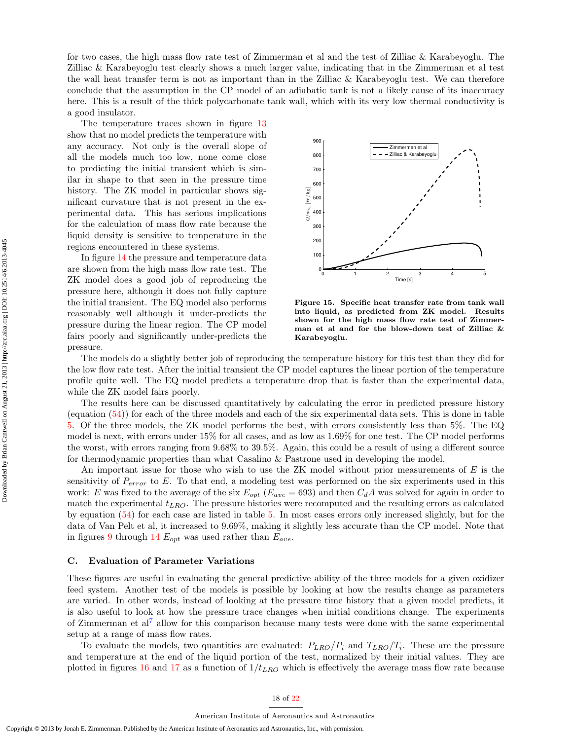for two cases, the high mass flow rate test of Zimmerman et al and the test of Zilliac & Karabeyoglu. The Zilliac & Karabeyoglu test clearly shows a much larger value, indicating that in the Zimmerman et al test the wall heat transfer term is not as important than in the Zilliac & Karabeyoglu test. We can therefore conclude that the assumption in the CP model of an adiabatic tank is not a likely cause of its inaccuracy here. This is a result of the thick polycarbonate tank wall, which with its very low thermal conductivity is a good insulator.

The temperature traces shown in figure 13 show that no model predicts the temperature with any accuracy. Not only is the overall slope of all the models much too low, none come close to predicting the initial transient which is similar in shape to that seen in the pressure time history. The ZK model in particular shows significant curvature that is not present in the experimental data. This has serious implications for the calculation of mass flow rate because the liquid density is sensitive to temperature in the regions encountered in these systems.

**Figure 15. Specific heat transfer rate from tank wall into liquid, as predicted from ZK model. Results shown for the high mass flow rate test of Zimmerman et al and for the blow-down test of Zilliac & Karabeyoglu.**

In figure 14 the pressure and temperature data are shown from the high mass flow rate test. The ZK model does a good job of reproducing the pressure here, although it does not fully capture the initial transient. The EQ model also performs reasonably well although it under-predicts the pressure during the linear region. The CP model fairs poorly and significantly under-predicts the pressure.

The models do a slightly better job of reproducing the temperature history for this test than they did for the low flow rate test. After the initial transient the CP model captures the linear portion of the temperature profile quite well. The EQ model predicts a temperature drop that is faster than the experimental data, while the ZK model fairs poorly.

The results here can be discussed quantitatively by calculating the error in predicted pressure history (equation (54)) for each of the three models and each of the six experimental data sets. This is done in table 5. Of the three models, the ZK model performs the best, with errors consistently less than 5%. The EQ model is next, with errors under 15% for all cases, and as low as 1.69% for one test. The CP model performs the worst, with errors ranging from 9.68% to 39.5%. Again, this could be a result of using a different source for thermodynamic properties than what Casalino & Pastrone used in developing the model.

An important issue for those who wish to use the ZK model without prior measurements of $E$ is the sensitivity of $P_{error}$ to $E$. To that end, a modeling test was performed on the six experiments used in this work: $E$ was fixed to the average of the six $E_{opt}$ ($E_{ave} = 693$) and then $C_d A$ was solved for again in order to match the experimental $t_{LRO}$. The pressure histories were recomputed and the resulting errors as calculated by equation (54) for each case are listed in table 5. In most cases errors only increased slightly, but for the data of Van Pelt et al, it increased to 9.69%, making it slightly less accurate than the CP model. Note that in figures 9 through 14 $E_{opt}$ was used rather than $E_{ave}$.

### C. Evaluation of Parameter Variations

These figures are useful in evaluating the general predictive ability of the three models for a given oxidizer feed system. Another test of the models is possible by looking at how the results change as parameters are varied. In other words, instead of looking at the pressure time history that a given model predicts, it is also useful to look at how the pressure trace changes when initial conditions change. The experiments of Zimmerman et al[7] allow for this comparison because many tests were done with the same experimental setup at a range of mass flow rates.

To evaluate the models, two quantities are evaluated: $P_{LRO}/P_i$ and $T_{LRO}/T_i$. These are the pressure and temperature at the end of the liquid portion of the test, normalized by their initial values. They are plotted in figures 16 and 17 as a function of $1/t_{LRO}$ which is effectively the average mass flow rate because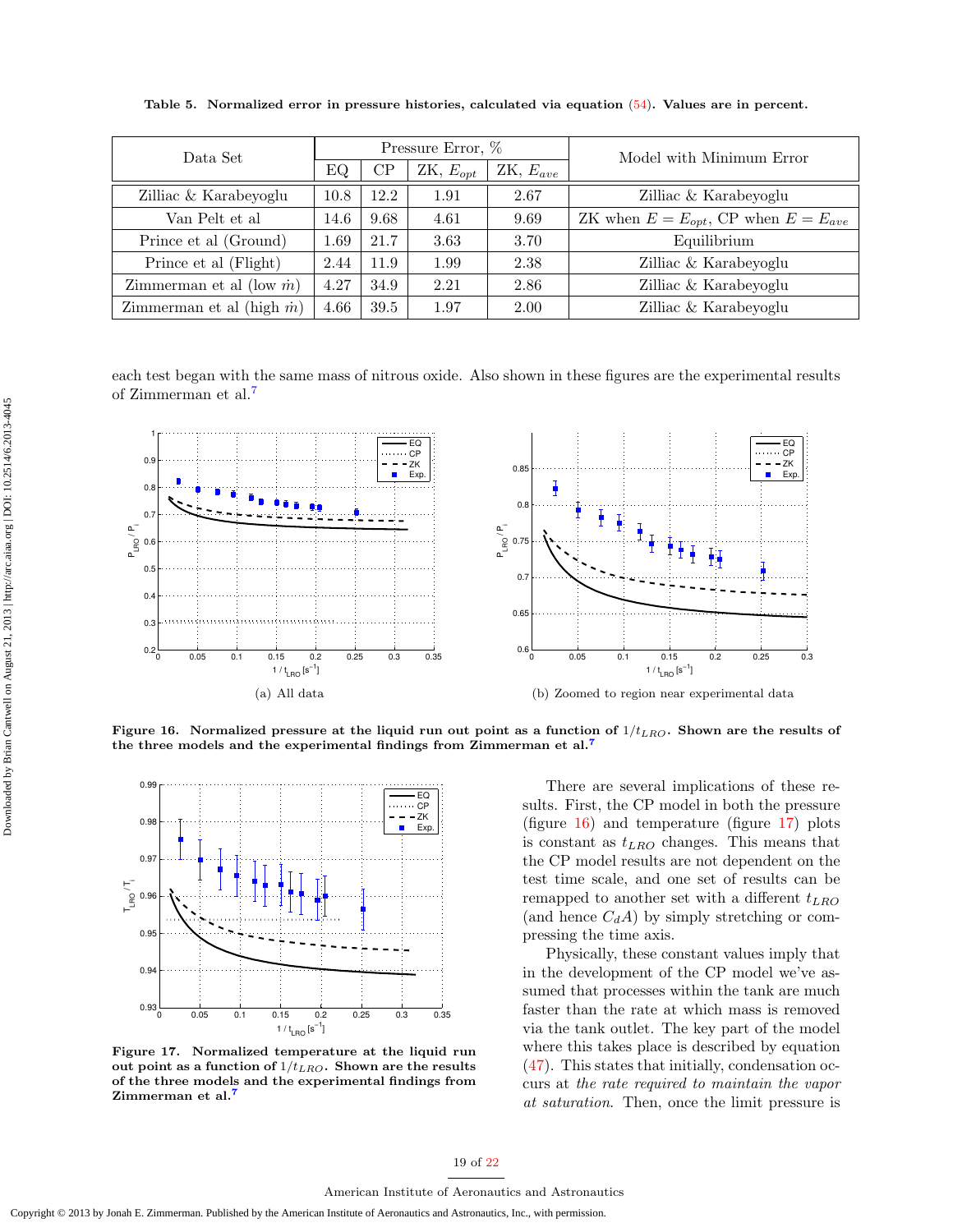**Table 5. Normalized error in pressure histories, calculated via equation (54). Values are in percent.**

| Data Set | Pressure Error, % | | | | Model with Minimum Error |
|---|---|---|---|---|---|
| | EQ | CP | ZK, $E_{opt}$ | ZK, $E_{ave}$ | |
| Zilliac & Karabeyoglu | 10.8 | 12.2 | 1.91 | 2.67 | Zilliac & Karabeyoglu |
| Van Pelt et al | 14.6 | 9.68 | 4.61 | 9.69 | ZK when $E = E_{opt}$, CP when $E = E_{ave}$ |
| Prince et al (Ground) | 1.69 | 21.7 | 3.63 | 3.70 | Equilibrium |
| Prince et al (Flight) | 2.44 | 11.9 | 1.99 | 2.38 | Zilliac & Karabeyoglu |
| Zimmerman et al (low $\dot{m}$) | 4.27 | 34.9 | 2.21 | 2.86 | Zilliac & Karabeyoglu |
| Zimmerman et al (high $\dot{m}$) | 4.66 | 39.5 | 1.97 | 2.00 | Zilliac & Karabeyoglu |

each test began with the same mass of nitrous oxide. Also shown in these figures are the experimental results of Zimmerman et al.[7]

(a) All data

(b) Zoomed to region near experimental data

**Figure 16. Normalized pressure at the liquid run out point as a function of $1/t_{LRO}$. Shown are the results of the three models and the experimental findings from Zimmerman et al.[7]**

**Figure 17. Normalized temperature at the liquid run out point as a function of $1/t_{LRO}$. Shown are the results of the three models and the experimental findings from Zimmerman et al.[7]**

There are several implications of these results. First, the CP model in both the pressure (figure 16) and temperature (figure 17) plots is constant as $t_{LRO}$ changes. This means that the CP model results are not dependent on the test time scale, and one set of results can be remapped to another set with a different $t_{LRO}$ (and hence $C_dA$) by simply stretching or compressing the time axis.

Physically, these constant values imply that in the development of the CP model we've assumed that processes within the tank are much faster than the rate at which mass is removed via the tank outlet. The key part of the model where this takes place is described by equation (47). This states that initially, condensation occurs at *the rate required to maintain the vapor at saturation*. Then, once the limit pressure is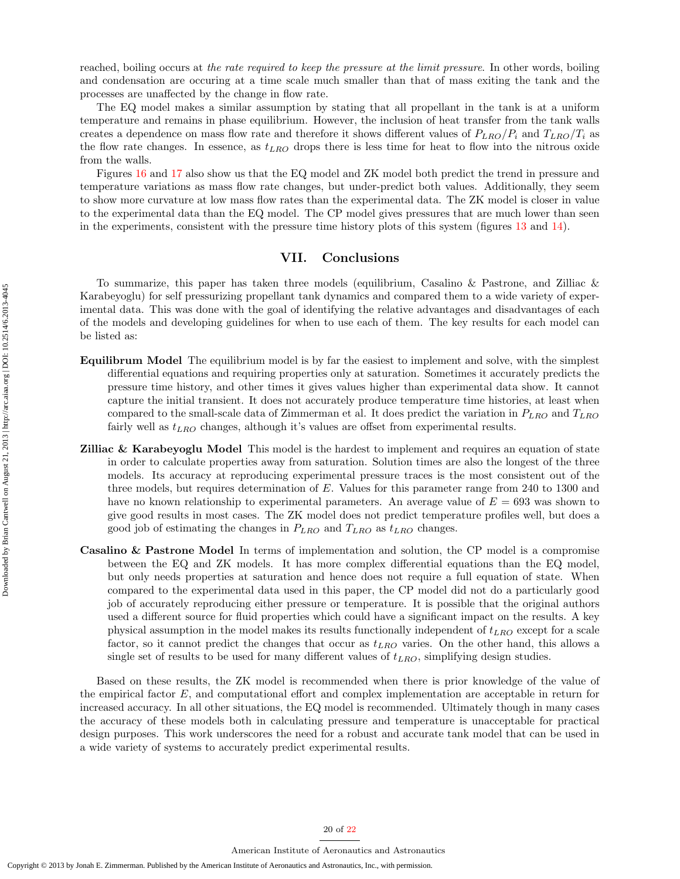reached, boiling occurs at *the rate required to keep the pressure at the limit pressure*. In other words, boiling and condensation are occuring at a time scale much smaller than that of mass exiting the tank and the processes are unaffected by the change in flow rate.

The EQ model makes a similar assumption by stating that all propellant in the tank is at a uniform temperature and remains in phase equilibrium. However, the inclusion of heat transfer from the tank walls creates a dependence on mass flow rate and therefore it shows different values of $P_{LRO}/P_i$ and $T_{LRO}/T_i$ as the flow rate changes. In essence, as $t_{LRO}$ drops there is less time for heat to flow into the nitrous oxide from the walls.

Figures 16 and 17 also show us that the EQ model and ZK model both predict the trend in pressure and temperature variations as mass flow rate changes, but under-predict both values. Additionally, they seem to show more curvature at low mass flow rates than the experimental data. The ZK model is closer in value to the experimental data than the EQ model. The CP model gives pressures that are much lower than seen in the experiments, consistent with the pressure time history plots of this system (figures 13 and 14).

## VII. Conclusions

To summarize, this paper has taken three models (equilibrium, Casalino & Pastrone, and Zilliac & Karabeyoglu) for self pressurizing propellant tank dynamics and compared them to a wide variety of experimental data. This was done with the goal of identifying the relative advantages and disadvantages of each of the models and developing guidelines for when to use each of them. The key results for each model can be listed as:

**Equilibrum Model** The equilibrium model is by far the easiest to implement and solve, with the simplest differential equations and requiring properties only at saturation. Sometimes it accurately predicts the pressure time history, and other times it gives values higher than experimental data show. It cannot capture the initial transient. It does not accurately produce temperature time histories, at least when compared to the small-scale data of Zimmerman et al. It does predict the variation in $P_{LRO}$ and $T_{LRO}$ fairly well as $t_{LRO}$ changes, although it's values are offset from experimental results.

**Zilliac & Karabeyoglu Model** This model is the hardest to implement and requires an equation of state in order to calculate properties away from saturation. Solution times are also the longest of the three models. Its accuracy at reproducing experimental pressure traces is the most consistent out of the three models, but requires determination of $E$. Values for this parameter range from 240 to 1300 and have no known relationship to experimental parameters. An average value of $E = 693$ was shown to give good results in most cases. The ZK model does not predict temperature profiles well, but does a good job of estimating the changes in $P_{LRO}$ and $T_{LRO}$ as $t_{LRO}$ changes.

**Casalino & Pastrone Model** In terms of implementation and solution, the CP model is a compromise between the EQ and ZK models. It has more complex differential equations than the EQ model, but only needs properties at saturation and hence does not require a full equation of state. When compared to the experimental data used in this paper, the CP model did not do a particularly good job of accurately reproducing either pressure or temperature. It is possible that the original authors used a different source for fluid properties which could have a significant impact on the results. A key physical assumption in the model makes its results functionally independent of $t_{LRO}$ except for a scale factor, so it cannot predict the changes that occur as $t_{LRO}$ varies. On the other hand, this allows a single set of results to be used for many different values of $t_{LRO}$, simplifying design studies.

Based on these results, the ZK model is recommended when there is prior knowledge of the value of the empirical factor $E$, and computational effort and complex implementation are acceptable in return for increased accuracy. In all other situations, the EQ model is recommended. Ultimately though in many cases the accuracy of these models both in calculating pressure and temperature is unacceptable for practical design purposes. This work underscores the need for a robust and accurate tank model that can be used in a wide variety of systems to accurately predict experimental results.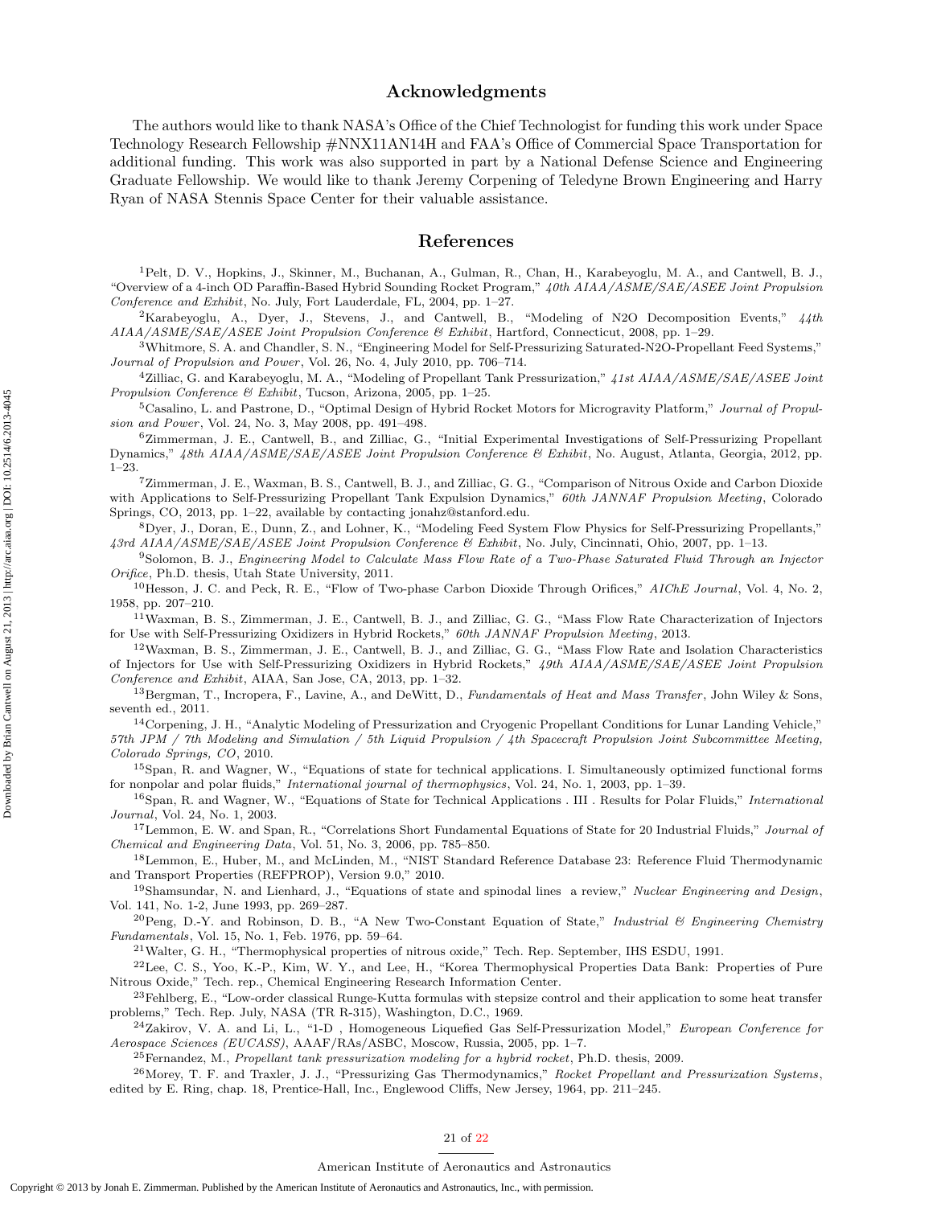## Acknowledgments

The authors would like to thank NASA's Office of the Chief Technologist for funding this work under Space Technology Research Fellowship #NNX11AN14H and FAA's Office of Commercial Space Transportation for additional funding. This work was also supported in part by a National Defense Science and Engineering Graduate Fellowship. We would like to thank Jeremy Corpening of Teledyne Brown Engineering and Harry Ryan of NASA Stennis Space Center for their valuable assistance.

## References

[1] Pelt, D. V., Hopkins, J., Skinner, M., Buchanan, A., Gulman, R., Chan, H., Karabeyoglu, M. A., and Cantwell, B. J., "Overview of a 4-inch OD Paraffin-Based Hybrid Sounding Rocket Program," *40th AIAA/ASME/SAE/ASEE Joint Propulsion Conference and Exhibit*, No. July, Fort Lauderdale, FL, 2004, pp. 1–27.

[2] Karabeyoglu, A., Dyer, J., Stevens, J., and Cantwell, B., "Modeling of N2O Decomposition Events," *44th AIAA/ASME/SAE/ASEE Joint Propulsion Conference & Exhibit*, Hartford, Connecticut, 2008, pp. 1–29.

[3] Whitmore, S. A. and Chandler, S. N., "Engineering Model for Self-Pressurizing Saturated-N2O-Propellant Feed Systems," *Journal of Propulsion and Power*, Vol. 26, No. 4, July 2010, pp. 706–714.

[4] Zilliac, G. and Karabeyoglu, M. A., "Modeling of Propellant Tank Pressurization," *41st AIAA/ASME/SAE/ASEE Joint Propulsion Conference & Exhibit*, Tucson, Arizona, 2005, pp. 1–25.

[5] Casalino, L. and Pastrone, D., "Optimal Design of Hybrid Rocket Motors for Microgravity Platform," *Journal of Propulsion and Power*, Vol. 24, No. 3, May 2008, pp. 491–498.

[6] Zimmerman, J. E., Cantwell, B., and Zilliac, G., "Initial Experimental Investigations of Self-Pressurizing Propellant Dynamics," *48th AIAA/ASME/SAE/ASEE Joint Propulsion Conference & Exhibit*, No. August, Atlanta, Georgia, 2012, pp. 1–23.

[7] Zimmerman, J. E., Waxman, B. S., Cantwell, B. J., and Zilliac, G. G., "Comparison of Nitrous Oxide and Carbon Dioxide with Applications to Self-Pressurizing Propellant Tank Expulsion Dynamics," *60th JANNAF Propulsion Meeting*, Colorado Springs, CO, 2013, pp. 1–22, available by contacting jonahz@stanford.edu.

[8] Dyer, J., Doran, E., Dunn, Z., and Lohner, K., "Modeling Feed System Flow Physics for Self-Pressurizing Propellants," *43rd AIAA/ASME/SAE/ASEE Joint Propulsion Conference & Exhibit*, No. July, Cincinnati, Ohio, 2007, pp. 1–13.

[9] Solomon, B. J., *Engineering Model to Calculate Mass Flow Rate of a Two-Phase Saturated Fluid Through an Injector Orifice*, Ph.D. thesis, Utah State University, 2011.

[10] Hesson, J. C. and Peck, R. E., "Flow of Two-phase Carbon Dioxide Through Orifices," *AIChE Journal*, Vol. 4, No. 2, 1958, pp. 207–210.

[11] Waxman, B. S., Zimmerman, J. E., Cantwell, B. J., and Zilliac, G. G., "Mass Flow Rate Characterization of Injectors for Use with Self-Pressurizing Oxidizers in Hybrid Rockets," *60th JANNAF Propulsion Meeting*, 2013.

[12] Waxman, B. S., Zimmerman, J. E., Cantwell, B. J., and Zilliac, G. G., "Mass Flow Rate and Isolation Characteristics of Injectors for Use with Self-Pressurizing Oxidizers in Hybrid Rockets," *49th AIAA/ASME/SAE/ASEE Joint Propulsion Conference and Exhibit*, AIAA, San Jose, CA, 2013, pp. 1–32.

[13] Bergman, T., Incropera, F., Lavine, A., and DeWitt, D., *Fundamentals of Heat and Mass Transfer*, John Wiley & Sons, seventh ed., 2011.

[14] Corpening, J. H., "Analytic Modeling of Pressurization and Cryogenic Propellant Conditions for Lunar Landing Vehicle," *57th JPM / 7th Modeling and Simulation / 5th Liquid Propulsion / 4th Spacecraft Propulsion Joint Subcommittee Meeting, Colorado Springs, CO*, 2010.

[15] Span, R. and Wagner, W., "Equations of state for technical applications. I. Simultaneously optimized functional forms for nonpolar and polar fluids," *International journal of thermophysics*, Vol. 24, No. 1, 2003, pp. 1–39.

[16] Span, R. and Wagner, W., "Equations of State for Technical Applications . III . Results for Polar Fluids," *International Journal*, Vol. 24, No. 1, 2003.

[17] Lemmon, E. W. and Span, R., "Correlations Short Fundamental Equations of State for 20 Industrial Fluids," *Journal of Chemical and Engineering Data*, Vol. 51, No. 3, 2006, pp. 785–850.

[18] Lemmon, E., Huber, M., and McLinden, M., "NIST Standard Reference Database 23: Reference Fluid Thermodynamic and Transport Properties (REFPROP), Version 9.0," 2010.

[19] Shamsundar, N. and Lienhard, J., "Equations of state and spinodal lines a review," *Nuclear Engineering and Design*, Vol. 141, No. 1-2, June 1993, pp. 269–287.

[20] Peng, D.-Y. and Robinson, D. B., "A New Two-Constant Equation of State," *Industrial & Engineering Chemistry Fundamentals*, Vol. 15, No. 1, Feb. 1976, pp. 59–64.

[21] Walter, G. H., "Thermophysical properties of nitrous oxide," Tech. Rep. September, IHS ESDU, 1991.

[22] Lee, C. S., Yoo, K.-P., Kim, W. Y., and Lee, H., "Korea Thermophysical Properties Data Bank: Properties of Pure Nitrous Oxide," Tech. rep., Chemical Engineering Research Information Center.

[23] Fehlberg, E., "Low-order classical Runge-Kutta formulas with stepsize control and their application to some heat transfer problems," Tech. Rep. July, NASA (TR R-315), Washington, D.C., 1969.

[24] Zakirov, V. A. and Li, L., "1-D , Homogeneous Liquefied Gas Self-Pressurization Model," *European Conference for Aerospace Sciences (EUCASS)*, AAAF/RAs/ASBC, Moscow, Russia, 2005, pp. 1–7.

[25] Fernandez, M., *Propellant tank pressurization modeling for a hybrid rocket*, Ph.D. thesis, 2009.

[26] Morey, T. F. and Traxler, J. J., "Pressurizing Gas Thermodynamics," *Rocket Propellant and Pressurization Systems*, edited by E. Ring, chap. 18, Prentice-Hall, Inc., Englewood Cliffs, New Jersey, 1964, pp. 211–245.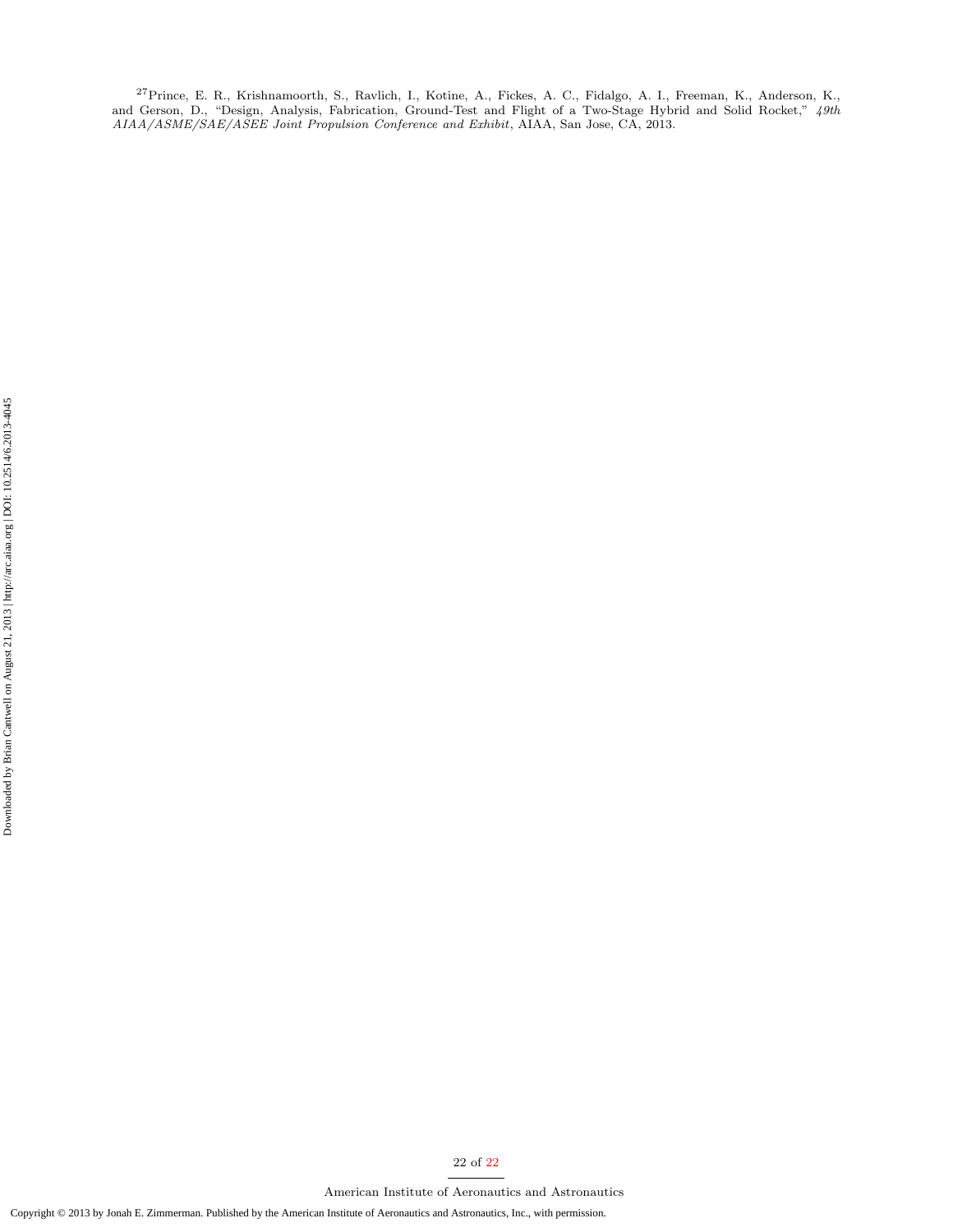[27] Prince, E. R., Krishnamoorth, S., Ravlich, I., Kotine, A., Fickes, A. C., Fidalgo, A. I., Freeman, K., Anderson, K., and Gerson, D., "Design, Analysis, Fabrication, Ground-Test and Flight of a Two-Stage Hybrid and Solid Rocket," *49th AIAA/ASME/SAE/ASEE Joint Propulsion Conference and Exhibit*, AIAA, San Jose, CA, 2013.